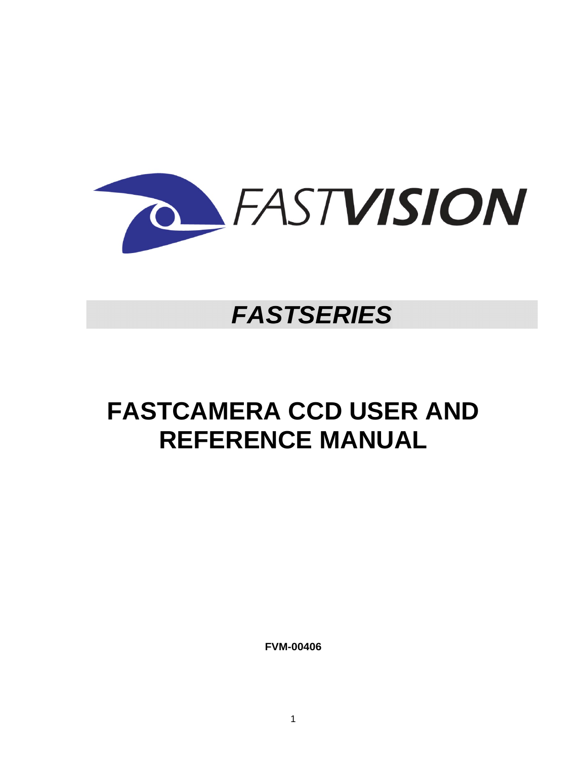FASTVISION

*FASTSERIES*

# FASTCAMERA CCD USER AND REFERENCE MANUAL

**FVM-00406**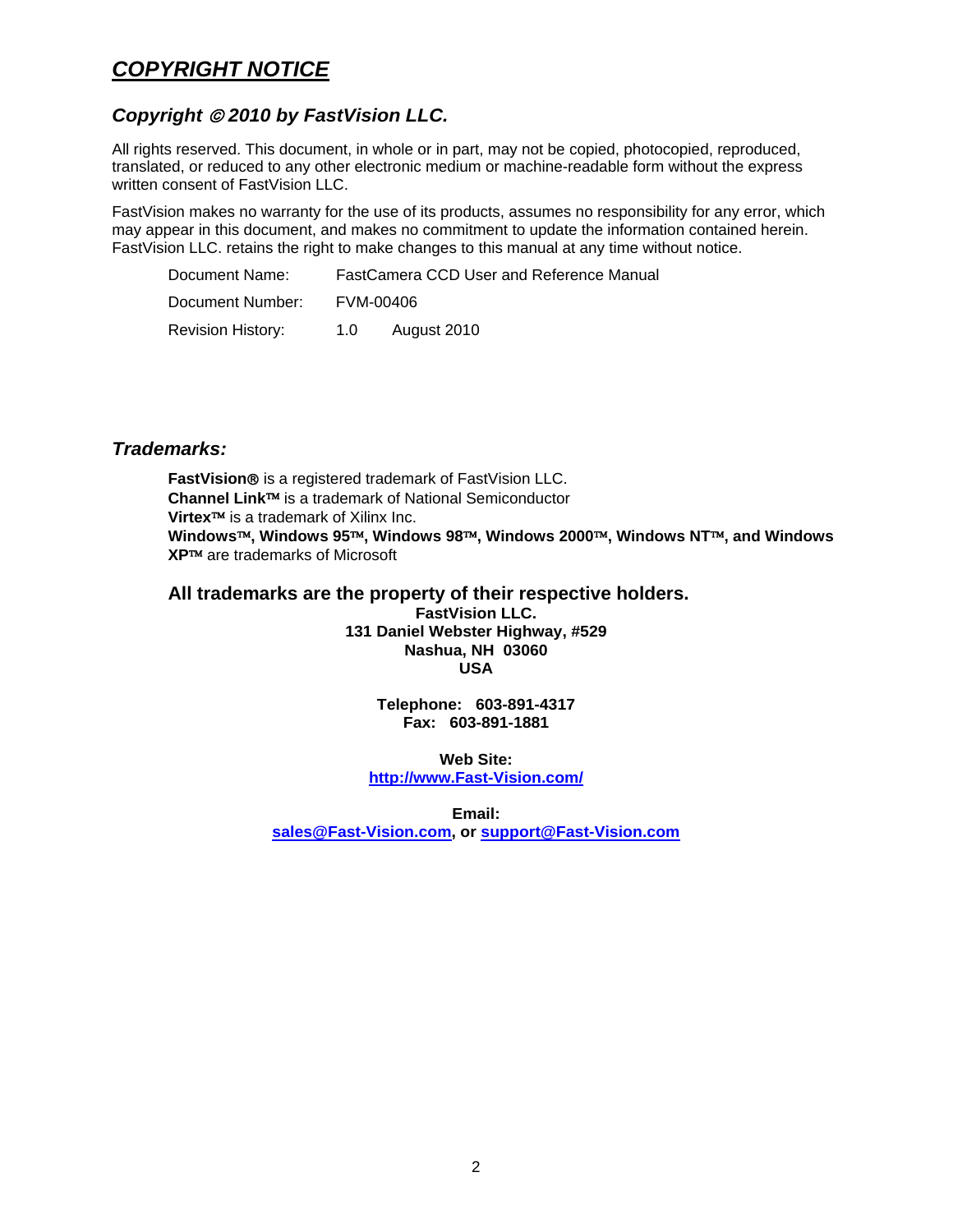# *COPYRIGHT NOTICE*

## *Copyright © 2010 by FastVision LLC.*

All rights reserved. This document, in whole or in part, may not be copied, photocopied, reproduced, translated, or reduced to any other electronic medium or machine-readable form without the express written consent of FastVision LLC.

FastVision makes no warranty for the use of its products, assumes no responsibility for any error, which may appear in this document, and makes no commitment to update the information contained herein. FastVision LLC. retains the right to make changes to this manual at any time without notice.

| | | |
|---|---|---|
| Document Name: | FastCamera CCD User and Reference Manual | |
| Document Number: | FVM-00406 | |
| Revision History: | 1.0 | August 2010 |

## *Trademarks:*

**FastVision®** is a registered trademark of FastVision LLC.
**Channel Link™** is a trademark of National Semiconductor
**Virtex™** is a trademark of Xilinx Inc.
**Windows™, Windows 95™, Windows 98™, Windows 2000™, Windows NT™, and Windows XP™** are trademarks of Microsoft

**All trademarks are the property of their respective holders.**

**FastVision LLC.**
**131 Daniel Webster Highway, #529**
**Nashua, NH 03060**
**USA**

**Telephone: 603-891-4317**
**Fax: 603-891-1881**

**Web Site:**
**http://www.Fast-Vision.com/**

**Email:**
**sales@Fast-Vision.com, or support@Fast-Vision.com**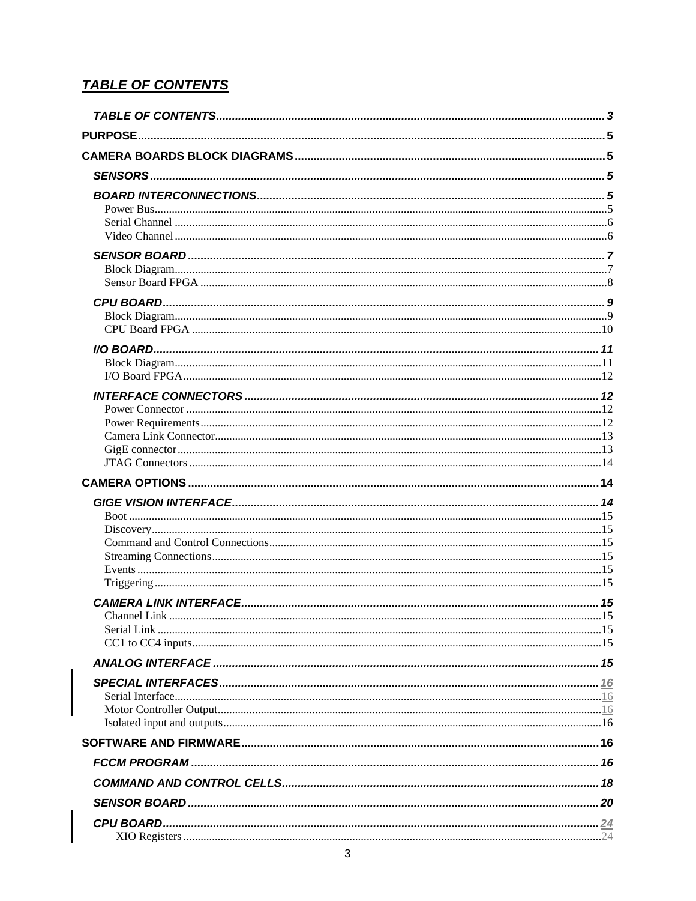# TABLE OF CONTENTS

*TABLE OF CONTENTS* ........ 3

**PURPOSE** ........ 5

**CAMERA BOARDS BLOCK DIAGRAMS** ........ 5

- *SENSORS* ........ 5
- *BOARD INTERCONNECTIONS* ........ 5
  - Power Bus ........ 5
  - Serial Channel ........ 6
  - Video Channel ........ 6
- *SENSOR BOARD* ........ 7
  - Block Diagram ........ 7
  - Sensor Board FPGA ........ 8
- *CPU BOARD* ........ 9
  - Block Diagram ........ 9
  - CPU Board FPGA ........ 10
- *I/O BOARD* ........ 11
  - Block Diagram ........ 11
  - I/O Board FPGA ........ 12
- *INTERFACE CONNECTORS* ........ 12
  - Power Connector ........ 12
  - Power Requirements ........ 12
  - Camera Link Connector ........ 13
  - GigE connector ........ 13
  - JTAG Connectors ........ 14

**CAMERA OPTIONS** ........ 14

- *GIGE VISION INTERFACE* ........ 14
  - Boot ........ 15
  - Discovery ........ 15
  - Command and Control Connections ........ 15
  - Streaming Connections ........ 15
  - Events ........ 15
  - Triggering ........ 15
- *CAMERA LINK INTERFACE* ........ 15
  - Channel Link ........ 15
  - Serial Link ........ 15
  - CC1 to CC4 inputs ........ 15
- *ANALOG INTERFACE* ........ 15
- *SPECIAL INTERFACES* ........ 16
  - Serial Interface ........ 16
  - Motor Controller Output ........ 16
  - Isolated input and outputs ........ 16

**SOFTWARE AND FIRMWARE** ........ 16

- *FCCM PROGRAM* ........ 16
- *COMMAND AND CONTROL CELLS* ........ 18
- *SENSOR BOARD* ........ 20
- *CPU BOARD* ........ 24
  - XIO Registers ........ 24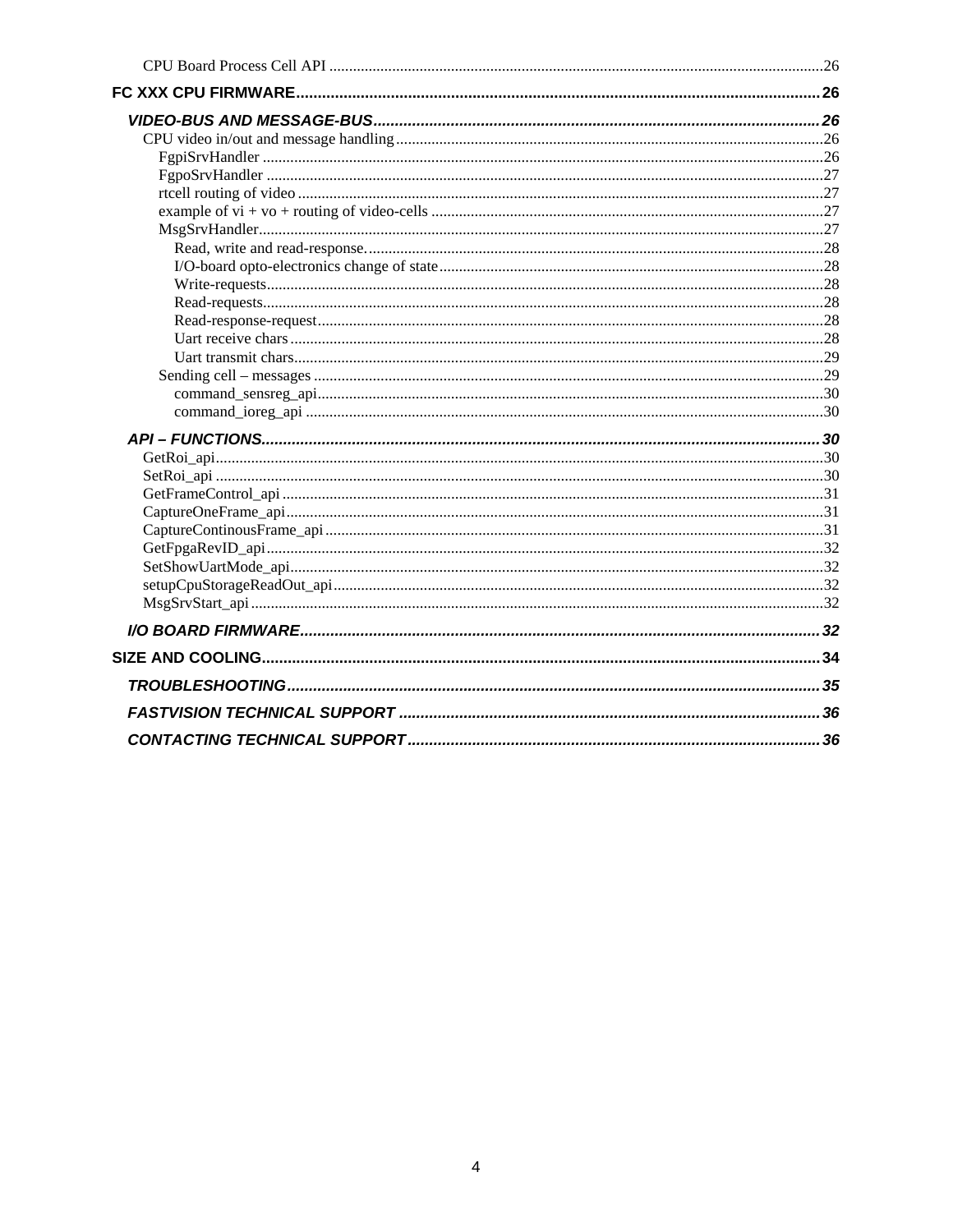CPU Board Process Cell API ....................................................................................................................................26

**FC XXX CPU FIRMWARE.......................................................................................................................26**

***VIDEO-BUS AND MESSAGE-BUS........................................................................................................26***

CPU video in/out and message handling..........................................................................................................26

FgpiSrvHandler ...............................................................................................................................................26

FgpoSrvHandler ..............................................................................................................................................27

rtcell routing of video .......................................................................................................................................27

example of vi + vo + routing of video-cells ......................................................................................................27

MsgSrvHandler.................................................................................................................................................27

Read, write and read-response. ........................................................................................................................28

I/O-board opto-electronics change of state......................................................................................................28

Write-requests...................................................................................................................................................28

Read-requests....................................................................................................................................................28

Read-response-request.......................................................................................................................................28

Uart receive chars..............................................................................................................................................28

Uart transmit chars.............................................................................................................................................29

Sending cell – messages ....................................................................................................................................29

command_sensreg_api.......................................................................................................................................30

command_ioreg_api ..........................................................................................................................................30

***API – FUNCTIONS..................................................................................................................................30***

GetRoi_api.........................................................................................................................................................30

SetRoi_api .........................................................................................................................................................30

GetFrameControl_api ........................................................................................................................................31

CaptureOneFrame_api.......................................................................................................................................31

CaptureContinousFrame_api..............................................................................................................................31

GetFpgaRevID_api............................................................................................................................................32

SetShowUartMode_api......................................................................................................................................32

setupCpuStorageReadOut_api............................................................................................................................32

MsgSrvStart_api ................................................................................................................................................32

***I/O BOARD FIRMWARE.........................................................................................................................32***

**SIZE AND COOLING..................................................................................................................................34**

***TROUBLESHOOTING..............................................................................................................................35***

***FASTVISION TECHNICAL SUPPORT ...................................................................................................36***

***CONTACTING TECHNICAL SUPPORT..................................................................................................36***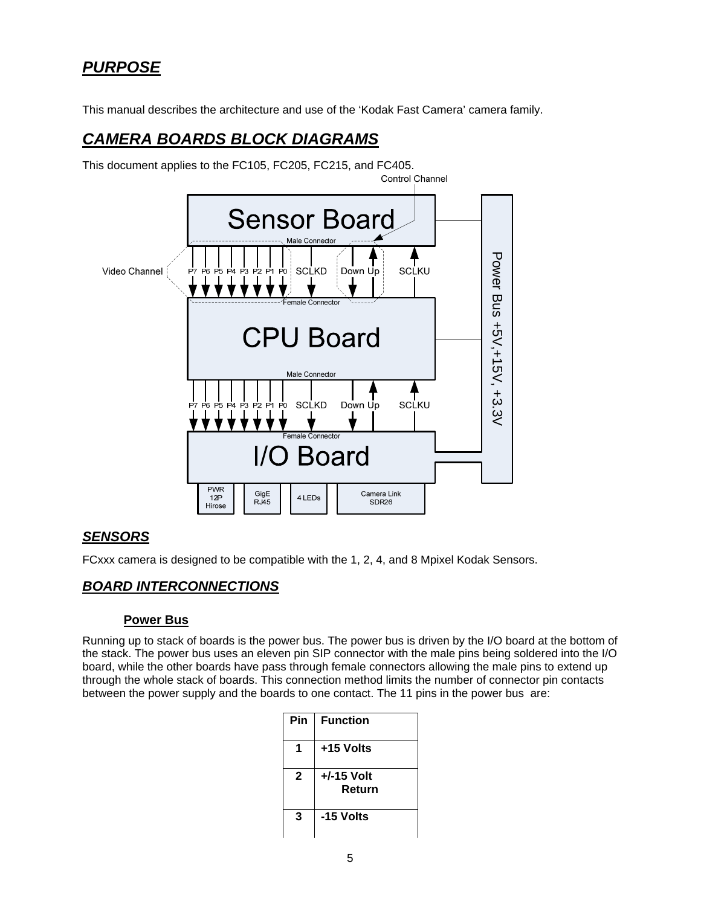## *PURPOSE*

This manual describes the architecture and use of the 'Kodak Fast Camera' camera family.

## *CAMERA BOARDS BLOCK DIAGRAMS*

This document applies to the FC105, FC205, FC215, and FC405.

Control Channel

Sensor Board

Male Connector

Video Channel P7 P6 P5 P4 P3 P2 P1 P0 SCLKD Down Up SCLKU

Female Connector

CPU Board

Male Connector

P7 P6 P5 P4 P3 P2 P1 P0 SCLKD Down Up SCLKU

Female Connector

I/O Board

PWR 12P Hirose | GigE RJ45 | 4 LEDs | Camera Link SDR26

Power Bus +5V,+15V, +3.3V

### *SENSORS*

FCxxx camera is designed to be compatible with the 1, 2, 4, and 8 Mpixel Kodak Sensors.

### *BOARD INTERCONNECTIONS*

#### **Power Bus**

Running up to stack of boards is the power bus. The power bus is driven by the I/O board at the bottom of the stack. The power bus uses an eleven pin SIP connector with the male pins being soldered into the I/O board, while the other boards have pass through female connectors allowing the male pins to extend up through the whole stack of boards. This connection method limits the number of connector pin contacts between the power supply and the boards to one contact. The 11 pins in the power bus are:

| Pin | Function |
|---|---|
| **1** | **+15 Volts** |
| **2** | **+/-15 Volt Return** |
| **3** | **-15 Volts** |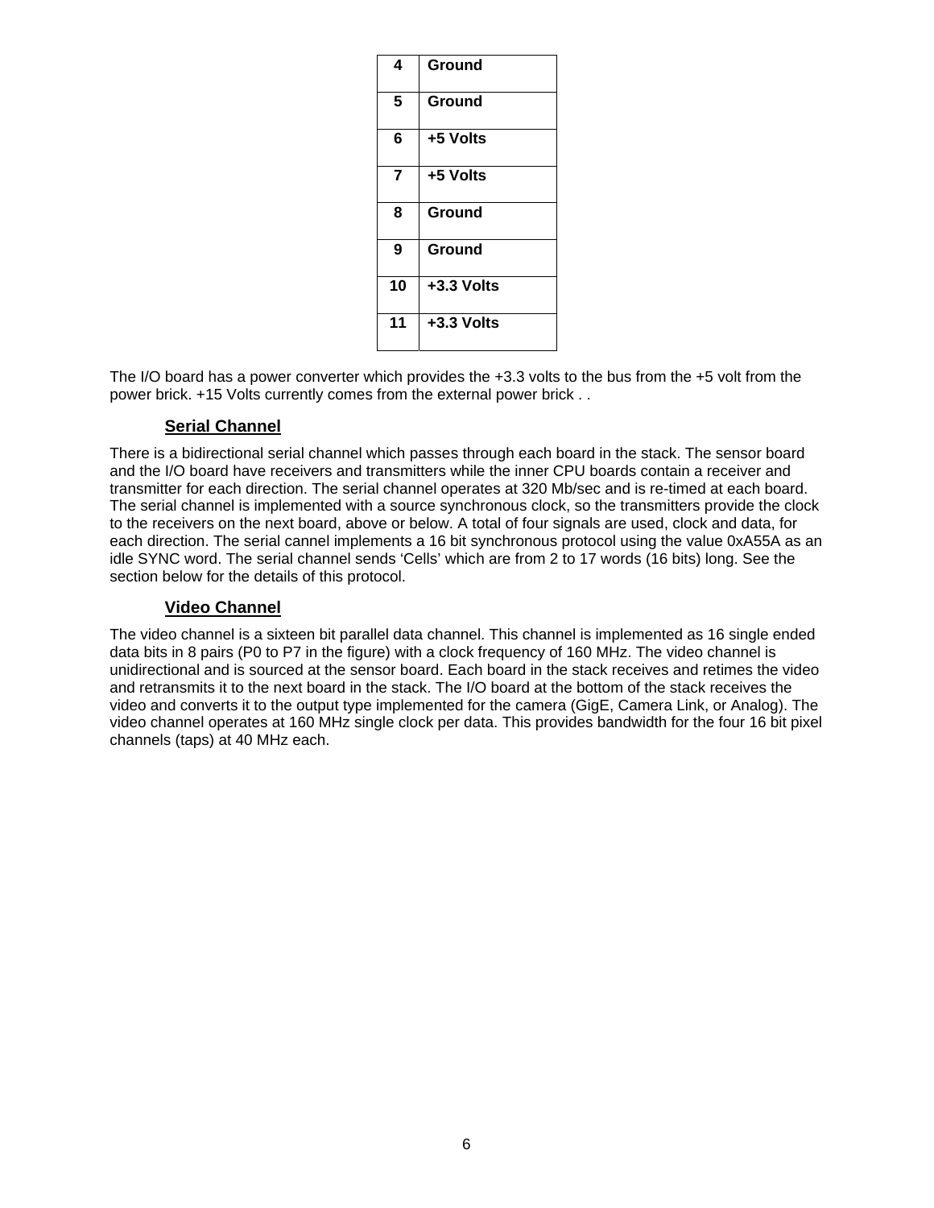| 4 | Ground |
|---|---|
| 5 | Ground |
| 6 | +5 Volts |
| 7 | +5 Volts |
| 8 | Ground |
| 9 | Ground |
| 10 | +3.3 Volts |
| 11 | +3.3 Volts |

The I/O board has a power converter which provides the +3.3 volts to the bus from the +5 volt from the power brick. +15 Volts currently comes from the external power brick . .

### Serial Channel

There is a bidirectional serial channel which passes through each board in the stack. The sensor board and the I/O board have receivers and transmitters while the inner CPU boards contain a receiver and transmitter for each direction. The serial channel operates at 320 Mb/sec and is re-timed at each board. The serial channel is implemented with a source synchronous clock, so the transmitters provide the clock to the receivers on the next board, above or below. A total of four signals are used, clock and data, for each direction. The serial cannel implements a 16 bit synchronous protocol using the value 0xA55A as an idle SYNC word. The serial channel sends 'Cells' which are from 2 to 17 words (16 bits) long. See the section below for the details of this protocol.

### Video Channel

The video channel is a sixteen bit parallel data channel. This channel is implemented as 16 single ended data bits in 8 pairs (P0 to P7 in the figure) with a clock frequency of 160 MHz. The video channel is unidirectional and is sourced at the sensor board. Each board in the stack receives and retimes the video and retransmits it to the next board in the stack. The I/O board at the bottom of the stack receives the video and converts it to the output type implemented for the camera (GigE, Camera Link, or Analog). The video channel operates at 160 MHz single clock per data. This provides bandwidth for the four 16 bit pixel channels (taps) at 40 MHz each.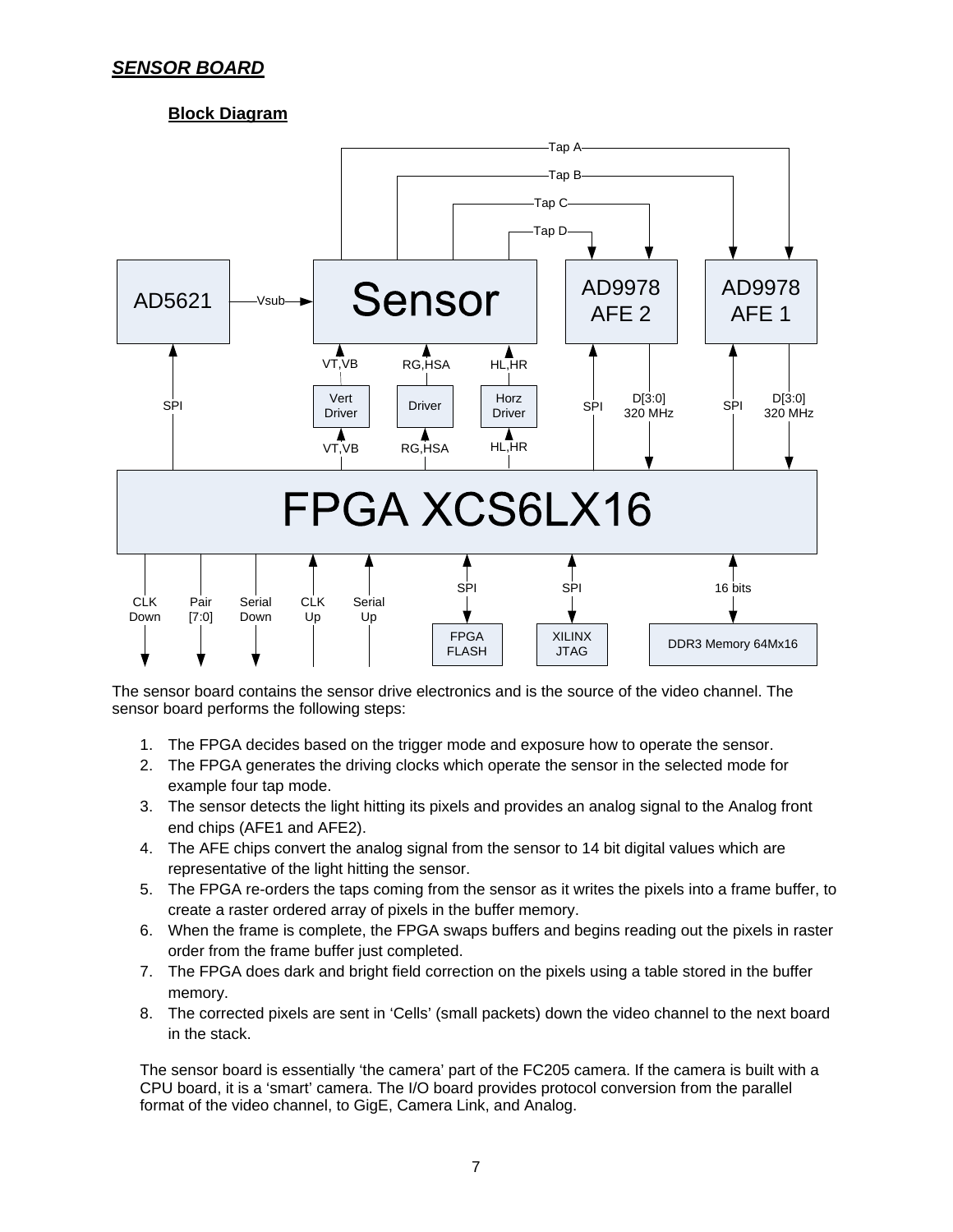## ***SENSOR BOARD***

### **Block Diagram**

The sensor board contains the sensor drive electronics and is the source of the video channel. The sensor board performs the following steps:

1. The FPGA decides based on the trigger mode and exposure how to operate the sensor.
2. The FPGA generates the driving clocks which operate the sensor in the selected mode for example four tap mode.
3. The sensor detects the light hitting its pixels and provides an analog signal to the Analog front end chips (AFE1 and AFE2).
4. The AFE chips convert the analog signal from the sensor to 14 bit digital values which are representative of the light hitting the sensor.
5. The FPGA re-orders the taps coming from the sensor as it writes the pixels into a frame buffer, to create a raster ordered array of pixels in the buffer memory.
6. When the frame is complete, the FPGA swaps buffers and begins reading out the pixels in raster order from the frame buffer just completed.
7. The FPGA does dark and bright field correction on the pixels using a table stored in the buffer memory.
8. The corrected pixels are sent in 'Cells' (small packets) down the video channel to the next board in the stack.

The sensor board is essentially 'the camera' part of the FC205 camera. If the camera is built with a CPU board, it is a 'smart' camera. The I/O board provides protocol conversion from the parallel format of the video channel, to GigE, Camera Link, and Analog.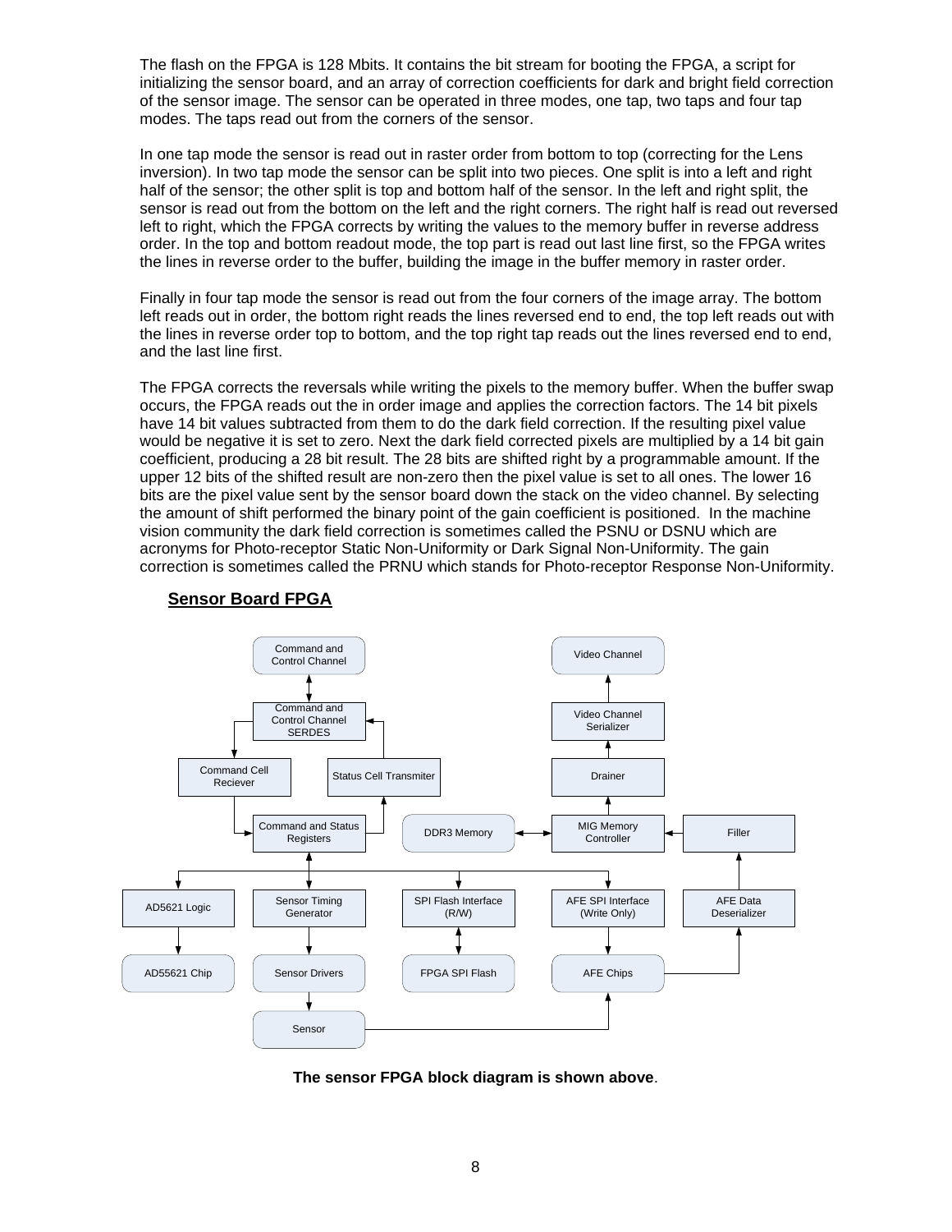The flash on the FPGA is 128 Mbits. It contains the bit stream for booting the FPGA, a script for initializing the sensor board, and an array of correction coefficients for dark and bright field correction of the sensor image. The sensor can be operated in three modes, one tap, two taps and four tap modes. The taps read out from the corners of the sensor.

In one tap mode the sensor is read out in raster order from bottom to top (correcting for the Lens inversion). In two tap mode the sensor can be split into two pieces. One split is into a left and right half of the sensor; the other split is top and bottom half of the sensor. In the left and right split, the sensor is read out from the bottom on the left and the right corners. The right half is read out reversed left to right, which the FPGA corrects by writing the values to the memory buffer in reverse address order. In the top and bottom readout mode, the top part is read out last line first, so the FPGA writes the lines in reverse order to the buffer, building the image in the buffer memory in raster order.

Finally in four tap mode the sensor is read out from the four corners of the image array. The bottom left reads out in order, the bottom right reads the lines reversed end to end, the top left reads out with the lines in reverse order top to bottom, and the top right tap reads out the lines reversed end to end, and the last line first.

The FPGA corrects the reversals while writing the pixels to the memory buffer. When the buffer swap occurs, the FPGA reads out the in order image and applies the correction factors. The 14 bit pixels have 14 bit values subtracted from them to do the dark field correction. If the resulting pixel value would be negative it is set to zero. Next the dark field corrected pixels are multiplied by a 14 bit gain coefficient, producing a 28 bit result. The 28 bits are shifted right by a programmable amount. If the upper 12 bits of the shifted result are non-zero then the pixel value is set to all ones. The lower 16 bits are the pixel value sent by the sensor board down the stack on the video channel. By selecting the amount of shift performed the binary point of the gain coefficient is positioned. In the machine vision community the dark field correction is sometimes called the PSNU or DSNU which are acronyms for Photo-receptor Static Non-Uniformity or Dark Signal Non-Uniformity. The gain correction is sometimes called the PRNU which stands for Photo-receptor Response Non-Uniformity.

## Sensor Board FPGA

Command and Control Channel | Video Channel | Command and Control Channel SERDES | Video Channel Serializer | Command Cell Reciever | Status Cell Transmiter | Drainer | Command and Status Registers | DDR3 Memory | MIG Memory Controller | Filler | AD5621 Logic | Sensor Timing Generator | SPI Flash Interface (R/W) | AFE SPI Interface (Write Only) | AFE Data Deserializer | AD55621 Chip | Sensor Drivers | FPGA SPI Flash | AFE Chips | Sensor

**The sensor FPGA block diagram is shown above**.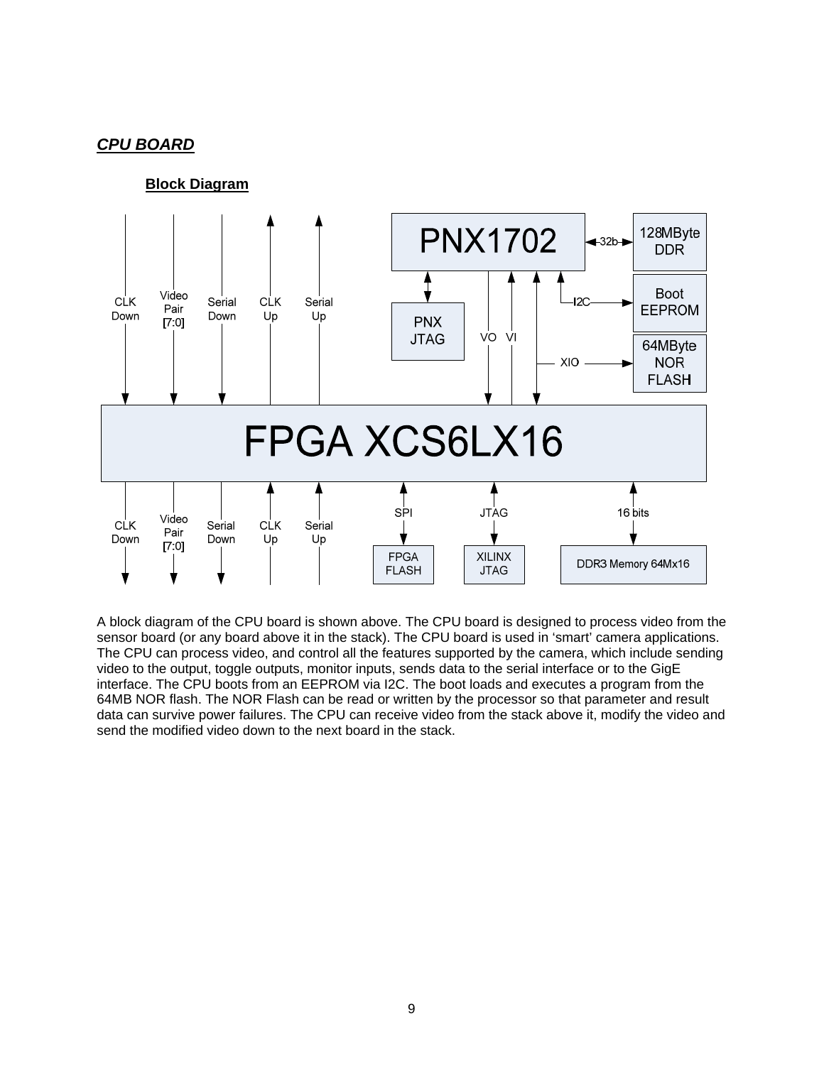***CPU BOARD***

**Block Diagram**

A block diagram of the CPU board is shown above. The CPU board is designed to process video from the sensor board (or any board above it in the stack). The CPU board is used in 'smart' camera applications. The CPU can process video, and control all the features supported by the camera, which include sending video to the output, toggle outputs, monitor inputs, sends data to the serial interface or to the GigE interface. The CPU boots from an EEPROM via I2C. The boot loads and executes a program from the 64MB NOR flash. The NOR Flash can be read or written by the processor so that parameter and result data can survive power failures. The CPU can receive video from the stack above it, modify the video and send the modified video down to the next board in the stack.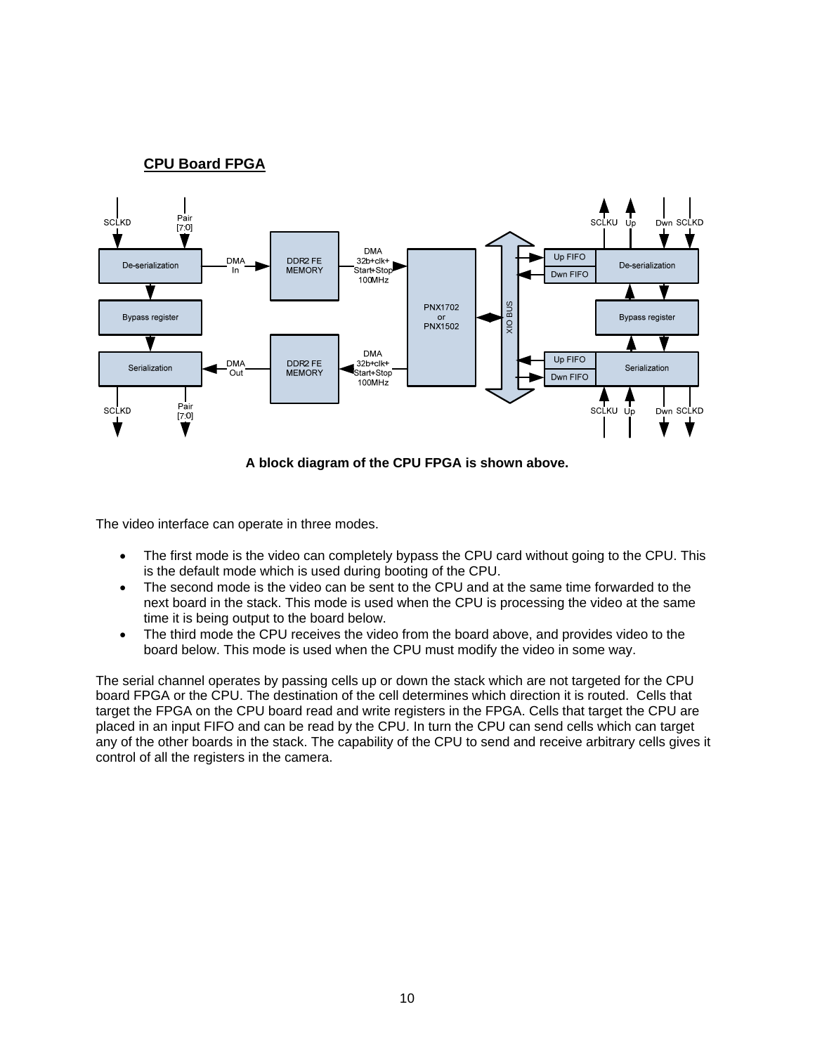**CPU Board FPGA**

**A block diagram of the CPU FPGA is shown above.**

The video interface can operate in three modes.

- The first mode is the video can completely bypass the CPU card without going to the CPU. This is the default mode which is used during booting of the CPU.
- The second mode is the video can be sent to the CPU and at the same time forwarded to the next board in the stack. This mode is used when the CPU is processing the video at the same time it is being output to the board below.
- The third mode the CPU receives the video from the board above, and provides video to the board below. This mode is used when the CPU must modify the video in some way.

The serial channel operates by passing cells up or down the stack which are not targeted for the CPU board FPGA or the CPU. The destination of the cell determines which direction it is routed. Cells that target the FPGA on the CPU board read and write registers in the FPGA. Cells that target the CPU are placed in an input FIFO and can be read by the CPU. In turn the CPU can send cells which can target any of the other boards in the stack. The capability of the CPU to send and receive arbitrary cells gives it control of all the registers in the camera.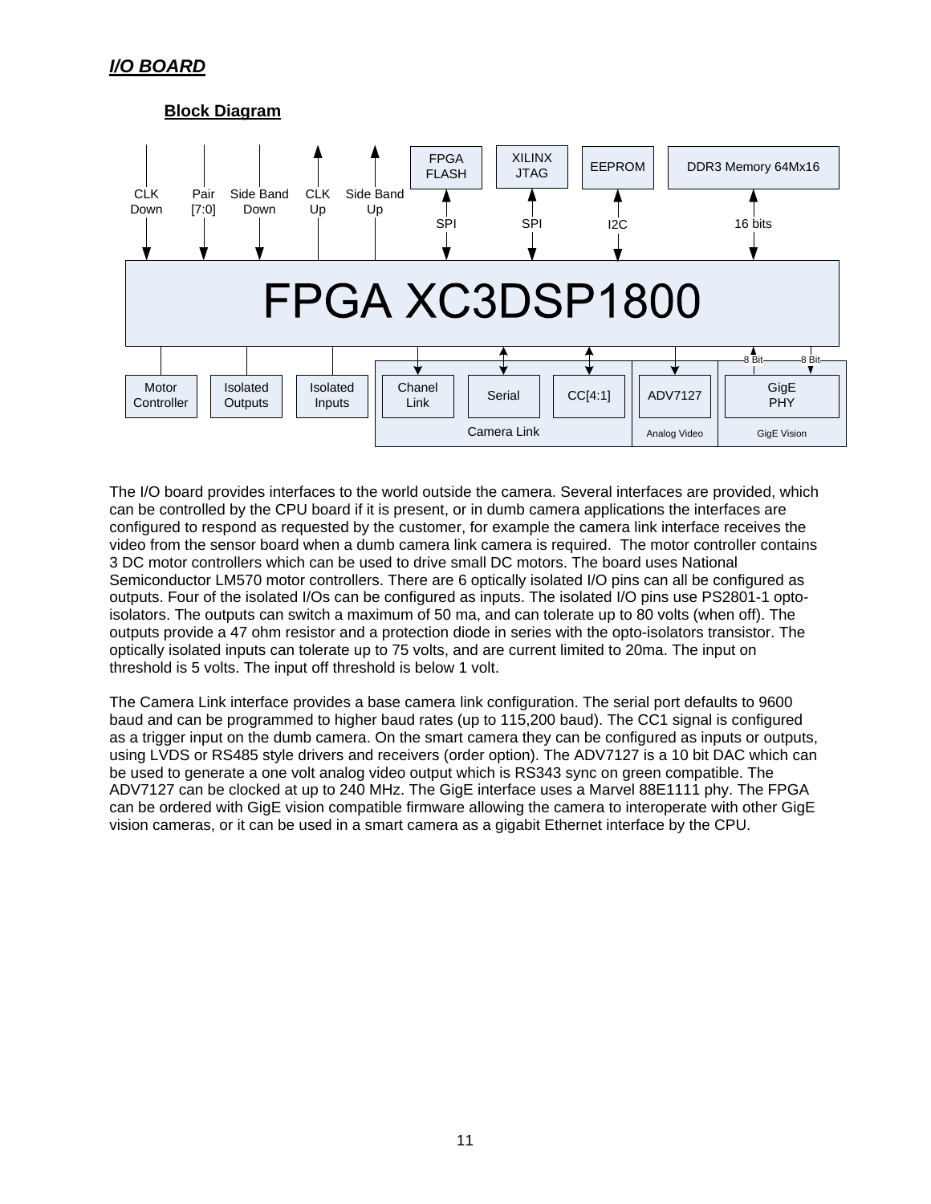***I/O BOARD***

**Block Diagram**

The I/O board provides interfaces to the world outside the camera. Several interfaces are provided, which can be controlled by the CPU board if it is present, or in dumb camera applications the interfaces are configured to respond as requested by the customer, for example the camera link interface receives the video from the sensor board when a dumb camera link camera is required. The motor controller contains 3 DC motor controllers which can be used to drive small DC motors. The board uses National Semiconductor LM570 motor controllers. There are 6 optically isolated I/O pins can all be configured as outputs. Four of the isolated I/Os can be configured as inputs. The isolated I/O pins use PS2801-1 opto-isolators. The outputs can switch a maximum of 50 ma, and can tolerate up to 80 volts (when off). The outputs provide a 47 ohm resistor and a protection diode in series with the opto-isolators transistor. The optically isolated inputs can tolerate up to 75 volts, and are current limited to 20ma. The input on threshold is 5 volts. The input off threshold is below 1 volt.

The Camera Link interface provides a base camera link configuration. The serial port defaults to 9600 baud and can be programmed to higher baud rates (up to 115,200 baud). The CC1 signal is configured as a trigger input on the dumb camera. On the smart camera they can be configured as inputs or outputs, using LVDS or RS485 style drivers and receivers (order option). The ADV7127 is a 10 bit DAC which can be used to generate a one volt analog video output which is RS343 sync on green compatible. The ADV7127 can be clocked at up to 240 MHz. The GigE interface uses a Marvel 88E1111 phy. The FPGA can be ordered with GigE vision compatible firmware allowing the camera to interoperate with other GigE vision cameras, or it can be used in a smart camera as a gigabit Ethernet interface by the CPU.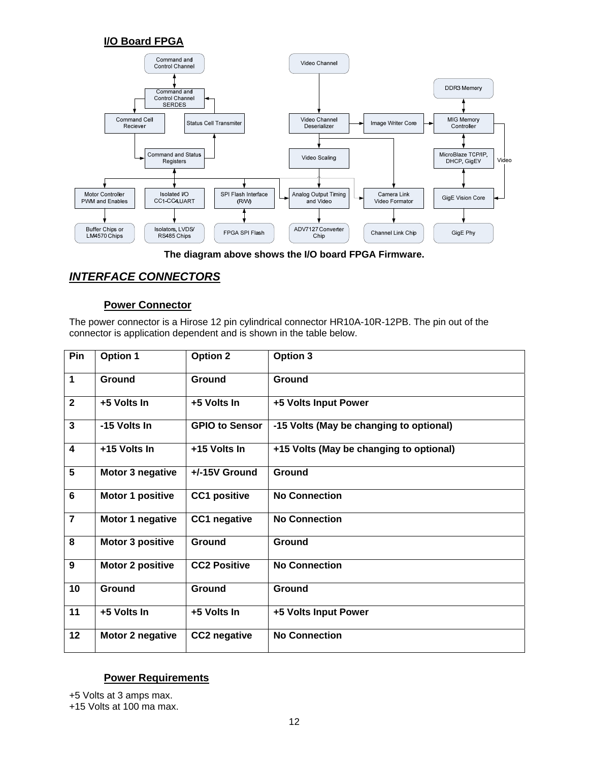### I/O Board FPGA

**The diagram above shows the I/O board FPGA Firmware.**

## *INTERFACE CONNECTORS*

### Power Connector

The power connector is a Hirose 12 pin cylindrical connector HR10A-10R-12PB. The pin out of the connector is application dependent and is shown in the table below.

| Pin | Option 1 | Option 2 | Option 3 |
|---|---|---|---|
| **1** | **Ground** | **Ground** | **Ground** |
| **2** | **+5 Volts In** | **+5 Volts In** | **+5 Volts Input Power** |
| **3** | **-15 Volts In** | **GPIO to Sensor** | **-15 Volts (May be changing to optional)** |
| **4** | **+15 Volts In** | **+15 Volts In** | **+15 Volts (May be changing to optional)** |
| **5** | **Motor 3 negative** | **+/-15V Ground** | **Ground** |
| **6** | **Motor 1 positive** | **CC1 positive** | **No Connection** |
| **7** | **Motor 1 negative** | **CC1 negative** | **No Connection** |
| **8** | **Motor 3 positive** | **Ground** | **Ground** |
| **9** | **Motor 2 positive** | **CC2 Positive** | **No Connection** |
| **10** | **Ground** | **Ground** | **Ground** |
| **11** | **+5 Volts In** | **+5 Volts In** | **+5 Volts Input Power** |
| **12** | **Motor 2 negative** | **CC2 negative** | **No Connection** |

### Power Requirements

+5 Volts at 3 amps max.
+15 Volts at 100 ma max.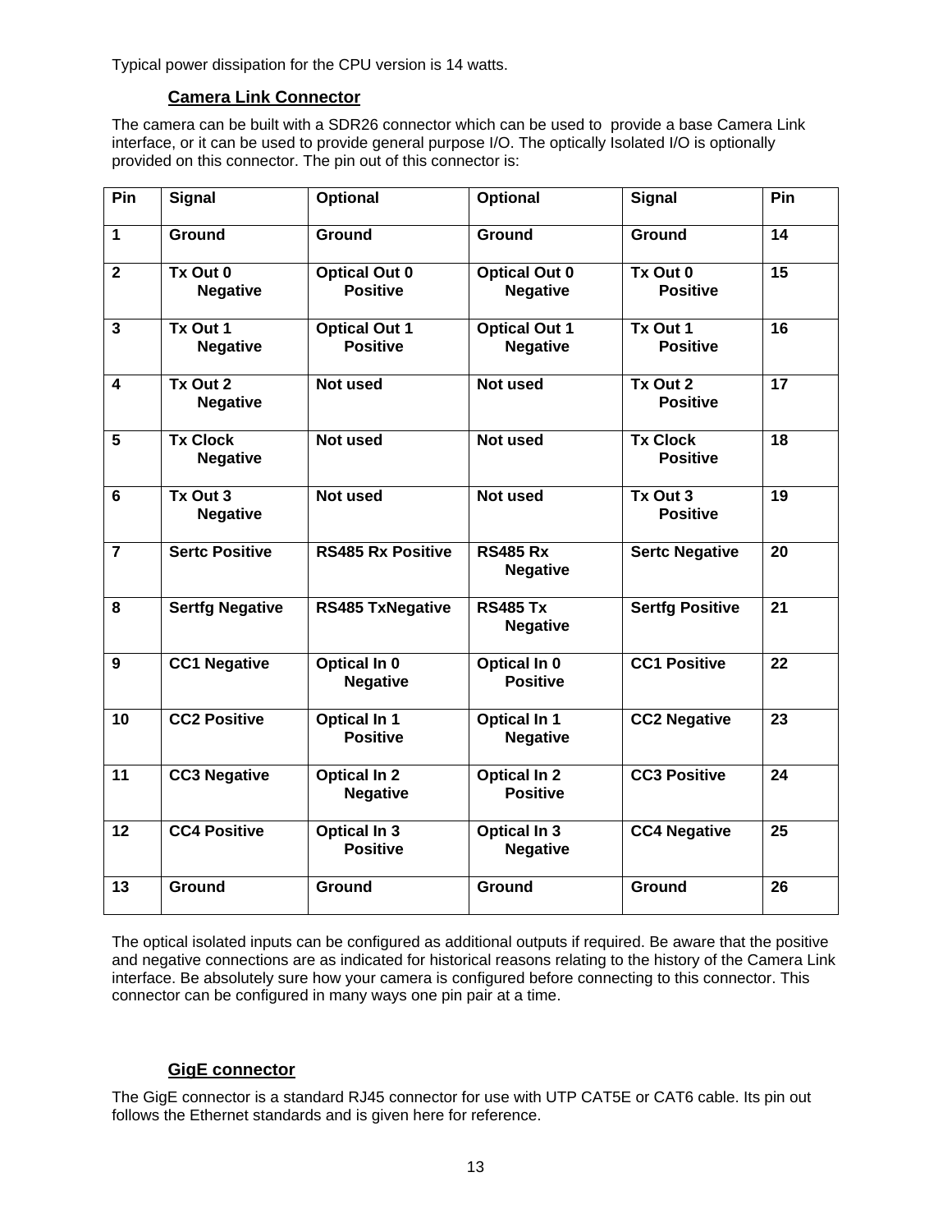Typical power dissipation for the CPU version is 14 watts.

## Camera Link Connector

The camera can be built with a SDR26 connector which can be used to  provide a base Camera Link interface, or it can be used to provide general purpose I/O. The optically Isolated I/O is optionally provided on this connector. The pin out of this connector is:

| Pin | Signal | Optional | Optional | Signal | Pin |
|---|---|---|---|---|---|
| 1 | Ground | Ground | Ground | Ground | 14 |
| 2 | Tx Out 0 Negative | Optical Out 0 Positive | Optical Out 0 Negative | Tx Out 0 Positive | 15 |
| 3 | Tx Out 1 Negative | Optical Out 1 Positive | Optical Out 1 Negative | Tx Out 1 Positive | 16 |
| 4 | Tx Out 2 Negative | Not used | Not used | Tx Out 2 Positive | 17 |
| 5 | Tx Clock Negative | Not used | Not used | Tx Clock Positive | 18 |
| 6 | Tx Out 3 Negative | Not used | Not used | Tx Out 3 Positive | 19 |
| 7 | Sertc Positive | RS485 Rx Positive | RS485 Rx Negative | Sertc Negative | 20 |
| 8 | Sertfg Negative | RS485 TxNegative | RS485 Tx Negative | Sertfg Positive | 21 |
| 9 | CC1 Negative | Optical In 0 Negative | Optical In 0 Positive | CC1 Positive | 22 |
| 10 | CC2 Positive | Optical In 1 Positive | Optical In 1 Negative | CC2 Negative | 23 |
| 11 | CC3 Negative | Optical In 2 Negative | Optical In 2 Positive | CC3 Positive | 24 |
| 12 | CC4 Positive | Optical In 3 Positive | Optical In 3 Negative | CC4 Negative | 25 |
| 13 | Ground | Ground | Ground | Ground | 26 |

The optical isolated inputs can be configured as additional outputs if required. Be aware that the positive and negative connections are as indicated for historical reasons relating to the history of the Camera Link interface. Be absolutely sure how your camera is configured before connecting to this connector. This connector can be configured in many ways one pin pair at a time.

## GigE connector

The GigE connector is a standard RJ45 connector for use with UTP CAT5E or CAT6 cable. Its pin out follows the Ethernet standards and is given here for reference.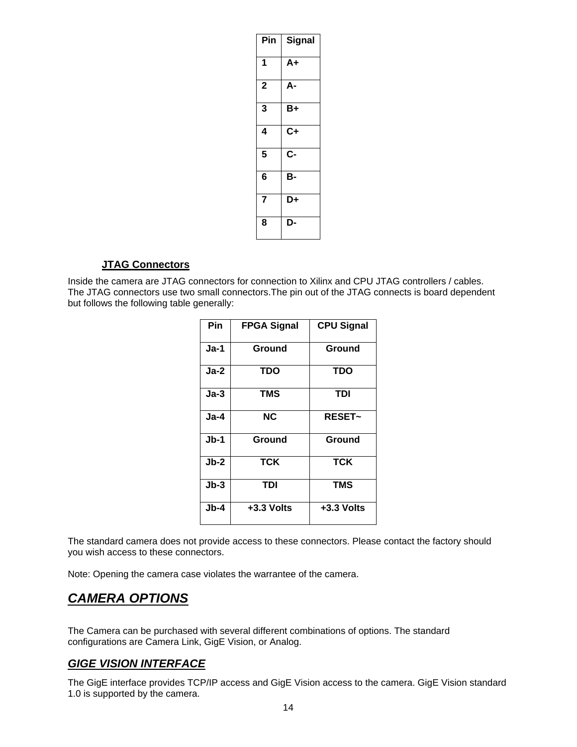| Pin | Signal |
|---|---|
| 1 | A+ |
| 2 | A- |
| 3 | B+ |
| 4 | C+ |
| 5 | C- |
| 6 | B- |
| 7 | D+ |
| 8 | D- |

**JTAG Connectors**

Inside the camera are JTAG connectors for connection to Xilinx and CPU JTAG controllers / cables. The JTAG connectors use two small connectors.The pin out of the JTAG connects is board dependent but follows the following table generally:

| Pin | FPGA Signal | CPU Signal |
|---|---|---|
| Ja-1 | Ground | Ground |
| Ja-2 | TDO | TDO |
| Ja-3 | TMS | TDI |
| Ja-4 | NC | RESET~ |
| Jb-1 | Ground | Ground |
| Jb-2 | TCK | TCK |
| Jb-3 | TDI | TMS |
| Jb-4 | +3.3 Volts | +3.3 Volts |

The standard camera does not provide access to these connectors. Please contact the factory should you wish access to these connectors.

Note: Opening the camera case violates the warrantee of the camera.

# *CAMERA OPTIONS*

The Camera can be purchased with several different combinations of options. The standard configurations are Camera Link, GigE Vision, or Analog.

## *GIGE VISION INTERFACE*

The GigE interface provides TCP/IP access and GigE Vision access to the camera. GigE Vision standard 1.0 is supported by the camera.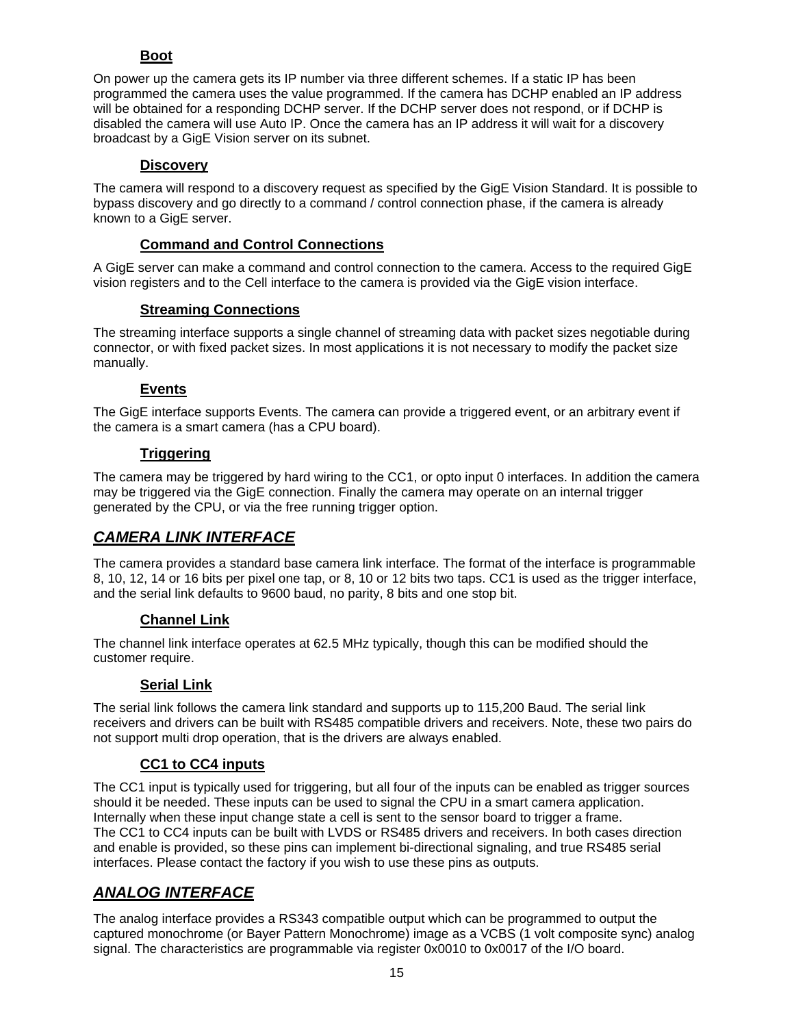### Boot

On power up the camera gets its IP number via three different schemes. If a static IP has been programmed the camera uses the value programmed. If the camera has DCHP enabled an IP address will be obtained for a responding DCHP server. If the DCHP server does not respond, or if DCHP is disabled the camera will use Auto IP. Once the camera has an IP address it will wait for a discovery broadcast by a GigE Vision server on its subnet.

### Discovery

The camera will respond to a discovery request as specified by the GigE Vision Standard. It is possible to bypass discovery and go directly to a command / control connection phase, if the camera is already known to a GigE server.

### Command and Control Connections

A GigE server can make a command and control connection to the camera. Access to the required GigE vision registers and to the Cell interface to the camera is provided via the GigE vision interface.

### Streaming Connections

The streaming interface supports a single channel of streaming data with packet sizes negotiable during connector, or with fixed packet sizes. In most applications it is not necessary to modify the packet size manually.

### Events

The GigE interface supports Events. The camera can provide a triggered event, or an arbitrary event if the camera is a smart camera (has a CPU board).

### Triggering

The camera may be triggered by hard wiring to the CC1, or opto input 0 interfaces. In addition the camera may be triggered via the GigE connection. Finally the camera may operate on an internal trigger generated by the CPU, or via the free running trigger option.

## *CAMERA LINK INTERFACE*

The camera provides a standard base camera link interface. The format of the interface is programmable 8, 10, 12, 14 or 16 bits per pixel one tap, or 8, 10 or 12 bits two taps. CC1 is used as the trigger interface, and the serial link defaults to 9600 baud, no parity, 8 bits and one stop bit.

### Channel Link

The channel link interface operates at 62.5 MHz typically, though this can be modified should the customer require.

### Serial Link

The serial link follows the camera link standard and supports up to 115,200 Baud. The serial link receivers and drivers can be built with RS485 compatible drivers and receivers. Note, these two pairs do not support multi drop operation, that is the drivers are always enabled.

### CC1 to CC4 inputs

The CC1 input is typically used for triggering, but all four of the inputs can be enabled as trigger sources should it be needed. These inputs can be used to signal the CPU in a smart camera application. Internally when these input change state a cell is sent to the sensor board to trigger a frame.
The CC1 to CC4 inputs can be built with LVDS or RS485 drivers and receivers. In both cases direction and enable is provided, so these pins can implement bi-directional signaling, and true RS485 serial interfaces. Please contact the factory if you wish to use these pins as outputs.

## *ANALOG INTERFACE*

The analog interface provides a RS343 compatible output which can be programmed to output the captured monochrome (or Bayer Pattern Monochrome) image as a VCBS (1 volt composite sync) analog signal. The characteristics are programmable via register 0x0010 to 0x0017 of the I/O board.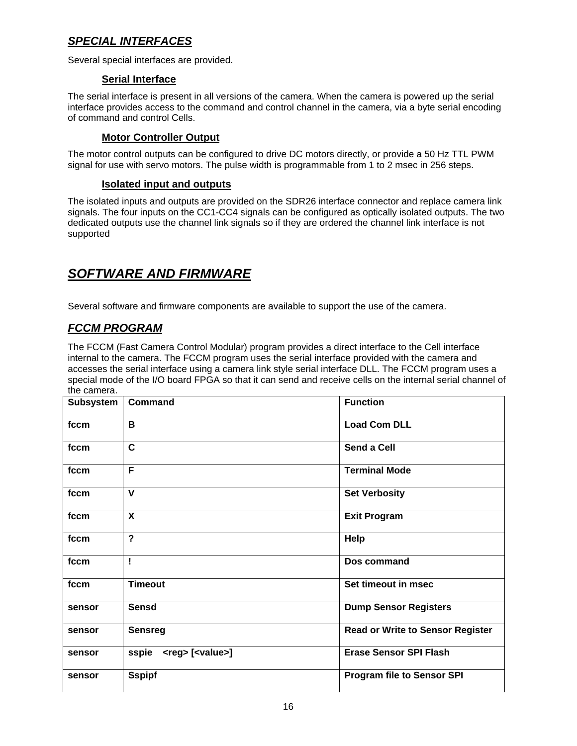## *SPECIAL INTERFACES*

Several special interfaces are provided.

### Serial Interface

The serial interface is present in all versions of the camera. When the camera is powered up the serial interface provides access to the command and control channel in the camera, via a byte serial encoding of command and control Cells.

### Motor Controller Output

The motor control outputs can be configured to drive DC motors directly, or provide a 50 Hz TTL PWM signal for use with servo motors. The pulse width is programmable from 1 to 2 msec in 256 steps.

### Isolated input and outputs

The isolated inputs and outputs are provided on the SDR26 interface connector and replace camera link signals. The four inputs on the CC1-CC4 signals can be configured as optically isolated outputs. The two dedicated outputs use the channel link signals so if they are ordered the channel link interface is not supported

# *SOFTWARE AND FIRMWARE*

Several software and firmware components are available to support the use of the camera.

## *FCCM PROGRAM*

The FCCM (Fast Camera Control Modular) program provides a direct interface to the Cell interface internal to the camera. The FCCM program uses the serial interface provided with the camera and accesses the serial interface using a camera link style serial interface DLL. The FCCM program uses a special mode of the I/O board FPGA so that it can send and receive cells on the internal serial channel of the camera.

| Subsystem | Command | Function |
|---|---|---|
| fccm | B | Load Com DLL |
| fccm | C | Send a Cell |
| fccm | F | Terminal Mode |
| fccm | V | Set Verbosity |
| fccm | X | Exit Program |
| fccm | ? | Help |
| fccm | ! | Dos command |
| fccm | Timeout | Set timeout in msec |
| sensor | Sensd | Dump Sensor Registers |
| sensor | Sensreg | Read or Write to Sensor Register |
| sensor | sspie <reg> [<value>] | Erase Sensor SPI Flash |
| sensor | Sspipf | Program file to Sensor SPI |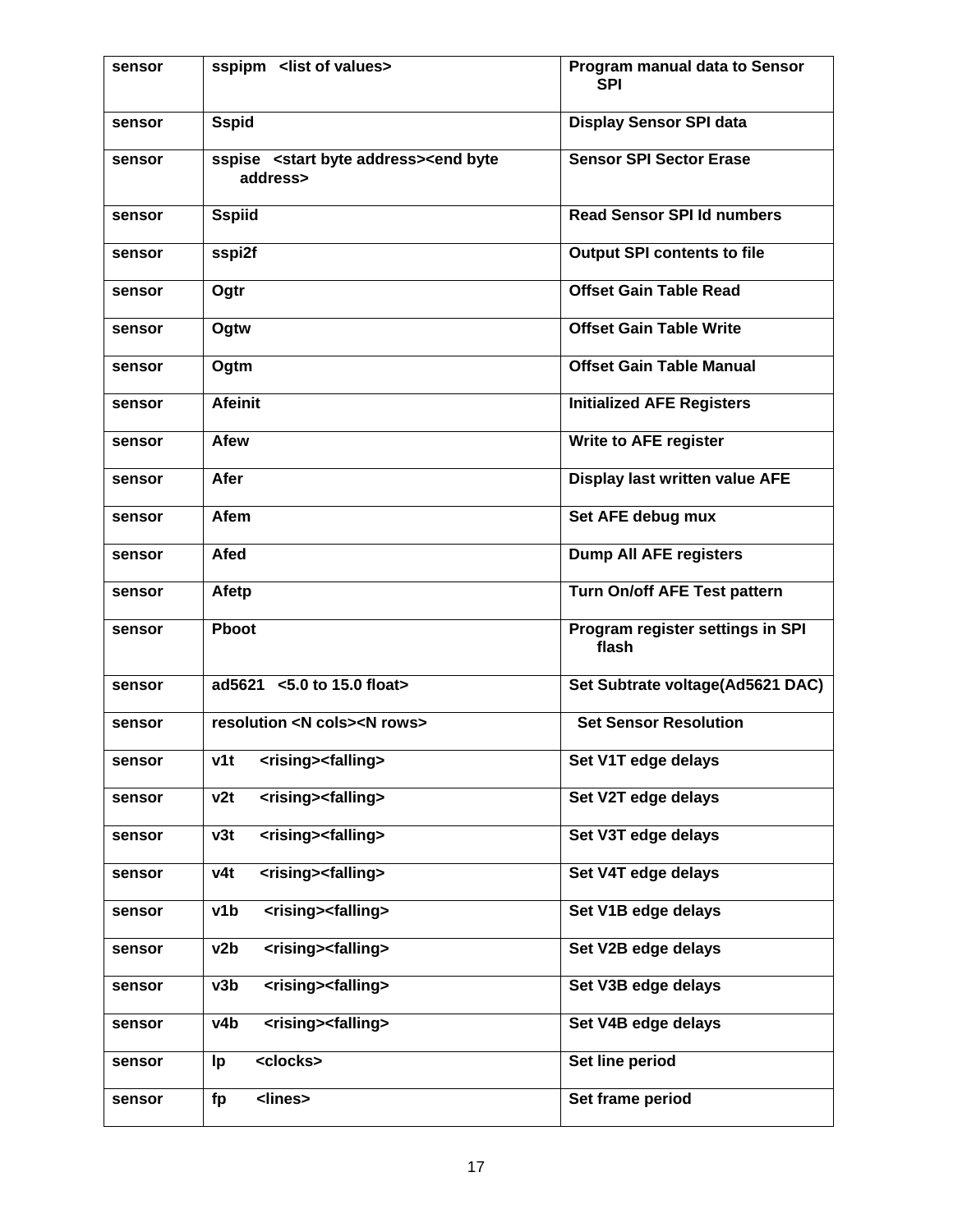| sensor | sspipm <list of values> | Program manual data to Sensor SPI |
|---|---|---|
| sensor | Sspid | Display Sensor SPI data |
| sensor | sspise <start byte address><end byte address> | Sensor SPI Sector Erase |
| sensor | Sspiid | Read Sensor SPI Id numbers |
| sensor | sspi2f | Output SPI contents to file |
| sensor | Ogtr | Offset Gain Table Read |
| sensor | Ogtw | Offset Gain Table Write |
| sensor | Ogtm | Offset Gain Table Manual |
| sensor | Afeinit | Initialized AFE Registers |
| sensor | Afew | Write to AFE register |
| sensor | Afer | Display last written value AFE |
| sensor | Afem | Set AFE debug mux |
| sensor | Afed | Dump All AFE registers |
| sensor | Afetp | Turn On/off AFE Test pattern |
| sensor | Pboot | Program register settings in SPI flash |
| sensor | ad5621 <5.0 to 15.0 float> | Set Subtrate voltage(Ad5621 DAC) |
| sensor | resolution <N cols><N rows> | Set Sensor Resolution |
| sensor | v1t <rising><falling> | Set V1T edge delays |
| sensor | v2t <rising><falling> | Set V2T edge delays |
| sensor | v3t <rising><falling> | Set V3T edge delays |
| sensor | v4t <rising><falling> | Set V4T edge delays |
| sensor | v1b <rising><falling> | Set V1B edge delays |
| sensor | v2b <rising><falling> | Set V2B edge delays |
| sensor | v3b <rising><falling> | Set V3B edge delays |
| sensor | v4b <rising><falling> | Set V4B edge delays |
| sensor | lp <clocks> | Set line period |
| sensor | fp <lines> | Set frame period |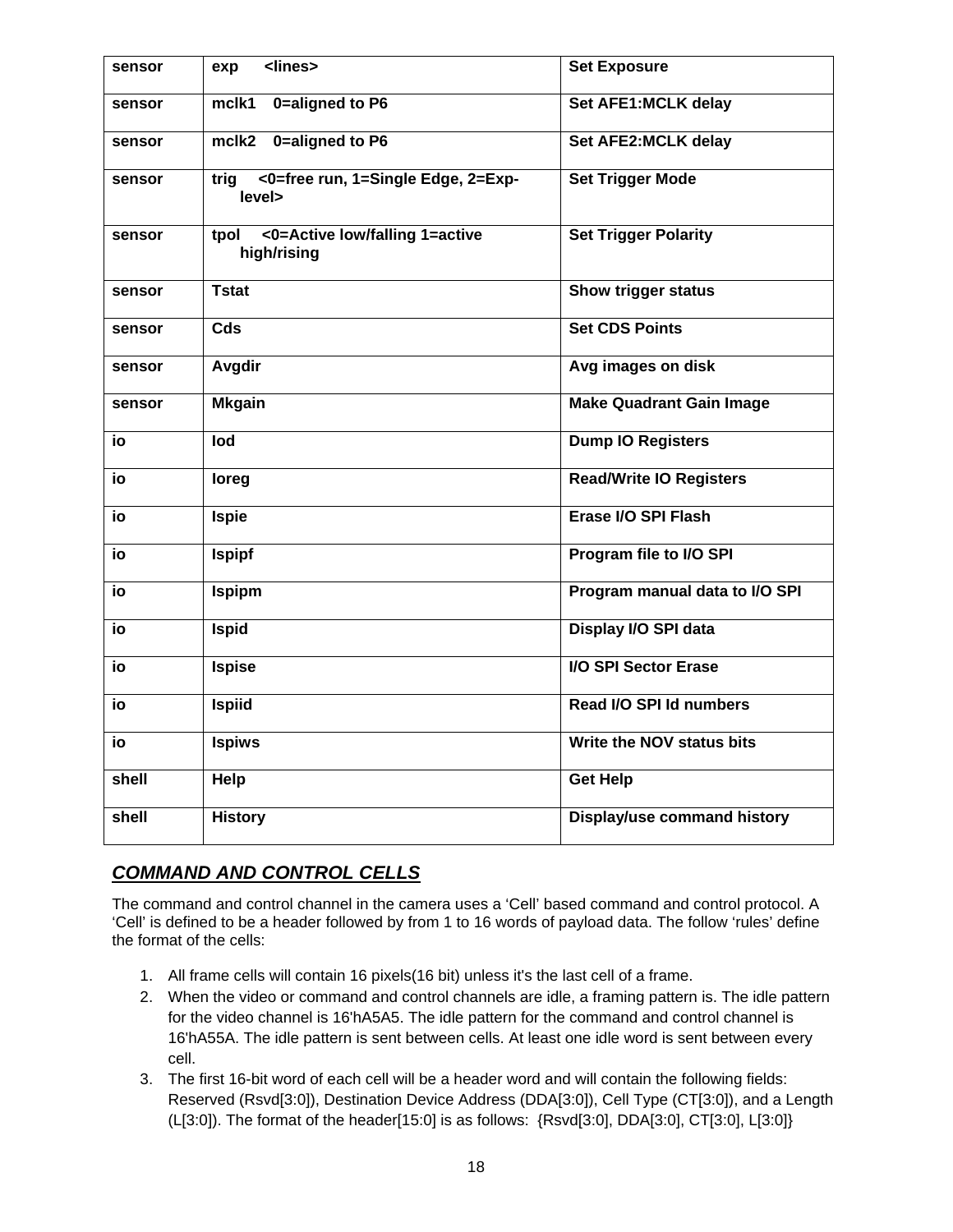| sensor | exp <lines> | Set Exposure |
|---|---|---|
| sensor | mclk1 0=aligned to P6 | Set AFE1:MCLK delay |
| sensor | mclk2 0=aligned to P6 | Set AFE2:MCLK delay |
| sensor | trig <0=free run, 1=Single Edge, 2=Exp-level> | Set Trigger Mode |
| sensor | tpol <0=Active low/falling 1=active high/rising | Set Trigger Polarity |
| sensor | Tstat | Show trigger status |
| sensor | Cds | Set CDS Points |
| sensor | Avgdir | Avg images on disk |
| sensor | Mkgain | Make Quadrant Gain Image |
| io | Iod | Dump IO Registers |
| io | Ioreg | Read/Write IO Registers |
| io | Ispie | Erase I/O SPI Flash |
| io | Ispipf | Program file to I/O SPI |
| io | Ispipm | Program manual data to I/O SPI |
| io | Ispid | Display I/O SPI data |
| io | Ispise | I/O SPI Sector Erase |
| io | Ispiid | Read I/O SPI Id numbers |
| io | Ispiws | Write the NOV status bits |
| shell | Help | Get Help |
| shell | History | Display/use command history |

## *COMMAND AND CONTROL CELLS*

The command and control channel in the camera uses a 'Cell' based command and control protocol. A 'Cell' is defined to be a header followed by from 1 to 16 words of payload data. The follow 'rules' define the format of the cells:

1. All frame cells will contain 16 pixels(16 bit) unless it's the last cell of a frame.
2. When the video or command and control channels are idle, a framing pattern is. The idle pattern for the video channel is 16'hA5A5. The idle pattern for the command and control channel is 16'hA55A. The idle pattern is sent between cells. At least one idle word is sent between every cell.
3. The first 16-bit word of each cell will be a header word and will contain the following fields: Reserved (Rsvd[3:0]), Destination Device Address (DDA[3:0]), Cell Type (CT[3:0]), and a Length (L[3:0]). The format of the header[15:0] is as follows: {Rsvd[3:0], DDA[3:0], CT[3:0], L[3:0]}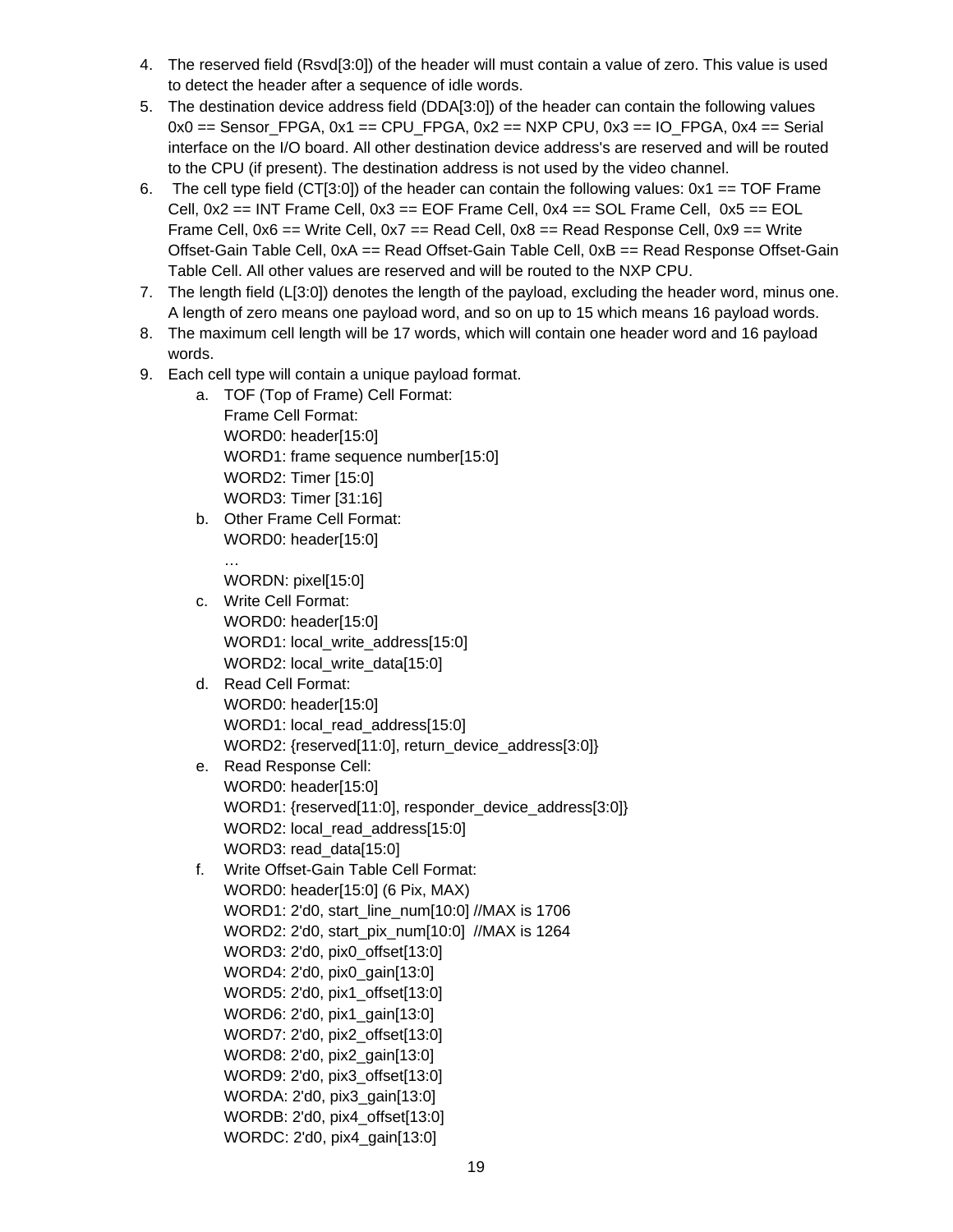4. The reserved field (Rsvd[3:0]) of the header will must contain a value of zero. This value is used to detect the header after a sequence of idle words.
5. The destination device address field (DDA[3:0]) of the header can contain the following values 0x0 == Sensor_FPGA, 0x1 == CPU_FPGA, 0x2 == NXP CPU, 0x3 == IO_FPGA, 0x4 == Serial interface on the I/O board. All other destination device address's are reserved and will be routed to the CPU (if present). The destination address is not used by the video channel.
6. The cell type field (CT[3:0]) of the header can contain the following values: 0x1 == TOF Frame Cell, 0x2 == INT Frame Cell, 0x3 == EOF Frame Cell, 0x4 == SOL Frame Cell, 0x5 == EOL Frame Cell, 0x6 == Write Cell, 0x7 == Read Cell, 0x8 == Read Response Cell, 0x9 == Write Offset-Gain Table Cell, 0xA == Read Offset-Gain Table Cell, 0xB == Read Response Offset-Gain Table Cell. All other values are reserved and will be routed to the NXP CPU.
7. The length field (L[3:0]) denotes the length of the payload, excluding the header word, minus one. A length of zero means one payload word, and so on up to 15 which means 16 payload words.
8. The maximum cell length will be 17 words, which will contain one header word and 16 payload words.
9. Each cell type will contain a unique payload format.
   a. TOF (Top of Frame) Cell Format:
      Frame Cell Format:
      WORD0: header[15:0]
      WORD1: frame sequence number[15:0]
      WORD2: Timer [15:0]
      WORD3: Timer [31:16]
   b. Other Frame Cell Format:
      WORD0: header[15:0]
      …
      WORDN: pixel[15:0]
   c. Write Cell Format:
      WORD0: header[15:0]
      WORD1: local_write_address[15:0]
      WORD2: local_write_data[15:0]
   d. Read Cell Format:
      WORD0: header[15:0]
      WORD1: local_read_address[15:0]
      WORD2: {reserved[11:0], return_device_address[3:0]}
   e. Read Response Cell:
      WORD0: header[15:0]
      WORD1: {reserved[11:0], responder_device_address[3:0]}
      WORD2: local_read_address[15:0]
      WORD3: read_data[15:0]
   f. Write Offset-Gain Table Cell Format:
      WORD0: header[15:0] (6 Pix, MAX)
      WORD1: 2'd0, start_line_num[10:0] //MAX is 1706
      WORD2: 2'd0, start_pix_num[10:0] //MAX is 1264
      WORD3: 2'd0, pix0_offset[13:0]
      WORD4: 2'd0, pix0_gain[13:0]
      WORD5: 2'd0, pix1_offset[13:0]
      WORD6: 2'd0, pix1_gain[13:0]
      WORD7: 2'd0, pix2_offset[13:0]
      WORD8: 2'd0, pix2_gain[13:0]
      WORD9: 2'd0, pix3_offset[13:0]
      WORDA: 2'd0, pix3_gain[13:0]
      WORDB: 2'd0, pix4_offset[13:0]
      WORDC: 2'd0, pix4_gain[13:0]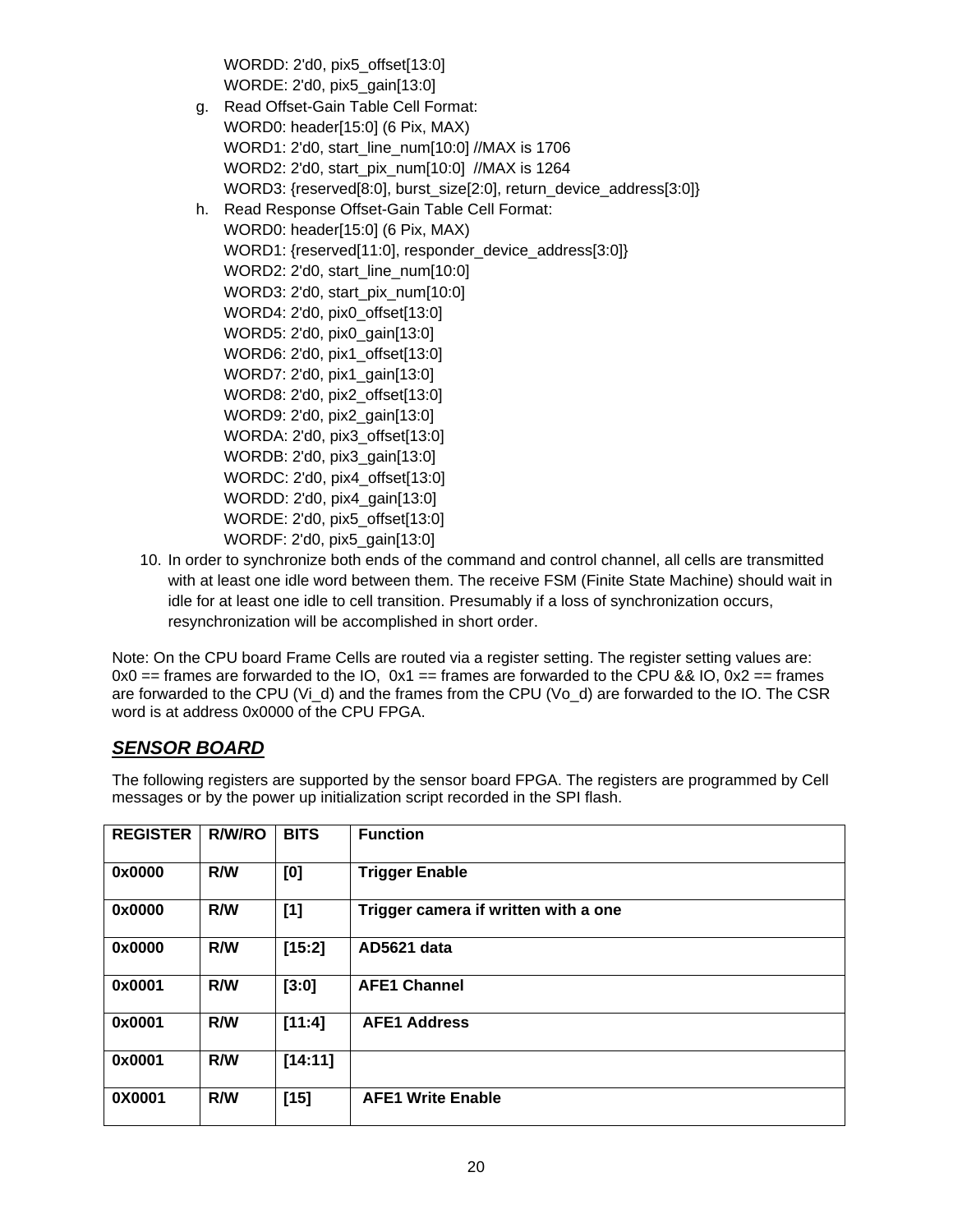WORDD: 2'd0, pix5_offset[13:0]
WORDE: 2'd0, pix5_gain[13:0]

g. Read Offset-Gain Table Cell Format:
   WORD0: header[15:0] (6 Pix, MAX)
   WORD1: 2'd0, start_line_num[10:0] //MAX is 1706
   WORD2: 2'd0, start_pix_num[10:0] //MAX is 1264
   WORD3: {reserved[8:0], burst_size[2:0], return_device_address[3:0]}
h. Read Response Offset-Gain Table Cell Format:
   WORD0: header[15:0] (6 Pix, MAX)
   WORD1: {reserved[11:0], responder_device_address[3:0]}
   WORD2: 2'd0, start_line_num[10:0]
   WORD3: 2'd0, start_pix_num[10:0]
   WORD4: 2'd0, pix0_offset[13:0]
   WORD5: 2'd0, pix0_gain[13:0]
   WORD6: 2'd0, pix1_offset[13:0]
   WORD7: 2'd0, pix1_gain[13:0]
   WORD8: 2'd0, pix2_offset[13:0]
   WORD9: 2'd0, pix2_gain[13:0]
   WORDA: 2'd0, pix3_offset[13:0]
   WORDB: 2'd0, pix3_gain[13:0]
   WORDC: 2'd0, pix4_offset[13:0]
   WORDD: 2'd0, pix4_gain[13:0]
   WORDE: 2'd0, pix5_offset[13:0]
   WORDF: 2'd0, pix5_gain[13:0]

10. In order to synchronize both ends of the command and control channel, all cells are transmitted with at least one idle word between them. The receive FSM (Finite State Machine) should wait in idle for at least one idle to cell transition. Presumably if a loss of synchronization occurs, resynchronization will be accomplished in short order.

Note: On the CPU board Frame Cells are routed via a register setting. The register setting values are: 0x0 == frames are forwarded to the IO, 0x1 == frames are forwarded to the CPU && IO, 0x2 == frames are forwarded to the CPU (Vi_d) and the frames from the CPU (Vo_d) are forwarded to the IO. The CSR word is at address 0x0000 of the CPU FPGA.

## *SENSOR BOARD*

The following registers are supported by the sensor board FPGA. The registers are programmed by Cell messages or by the power up initialization script recorded in the SPI flash.

| REGISTER | R/W/RO | BITS | Function |
|---|---|---|---|
| 0x0000 | R/W | [0] | Trigger Enable |
| 0x0000 | R/W | [1] | Trigger camera if written with a one |
| 0x0000 | R/W | [15:2] | AD5621 data |
| 0x0001 | R/W | [3:0] | AFE1 Channel |
| 0x0001 | R/W | [11:4] | AFE1 Address |
| 0x0001 | R/W | [14:11] | |
| 0X0001 | R/W | [15] | AFE1 Write Enable |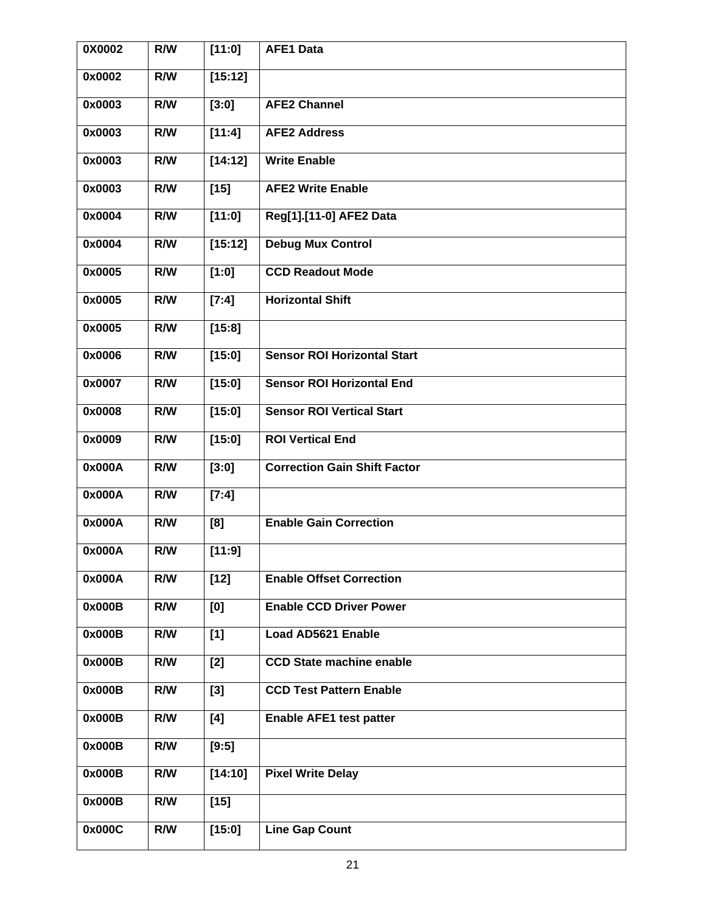| 0X0002 | R/W | [11:0] | AFE1 Data |
|---|---|---|---|
| 0x0002 | R/W | [15:12] | |
| 0x0003 | R/W | [3:0] | AFE2 Channel |
| 0x0003 | R/W | [11:4] | AFE2 Address |
| 0x0003 | R/W | [14:12] | Write Enable |
| 0x0003 | R/W | [15] | AFE2 Write Enable |
| 0x0004 | R/W | [11:0] | Reg[1].[11-0] AFE2 Data |
| 0x0004 | R/W | [15:12] | Debug Mux Control |
| 0x0005 | R/W | [1:0] | CCD Readout Mode |
| 0x0005 | R/W | [7:4] | Horizontal Shift |
| 0x0005 | R/W | [15:8] | |
| 0x0006 | R/W | [15:0] | Sensor ROI Horizontal Start |
| 0x0007 | R/W | [15:0] | Sensor ROI Horizontal End |
| 0x0008 | R/W | [15:0] | Sensor ROI Vertical Start |
| 0x0009 | R/W | [15:0] | ROI Vertical End |
| 0x000A | R/W | [3:0] | Correction Gain Shift Factor |
| 0x000A | R/W | [7:4] | |
| 0x000A | R/W | [8] | Enable Gain Correction |
| 0x000A | R/W | [11:9] | |
| 0x000A | R/W | [12] | Enable Offset Correction |
| 0x000B | R/W | [0] | Enable CCD Driver Power |
| 0x000B | R/W | [1] | Load AD5621 Enable |
| 0x000B | R/W | [2] | CCD State machine enable |
| 0x000B | R/W | [3] | CCD Test Pattern Enable |
| 0x000B | R/W | [4] | Enable AFE1 test patter |
| 0x000B | R/W | [9:5] | |
| 0x000B | R/W | [14:10] | Pixel Write Delay |
| 0x000B | R/W | [15] | |
| 0x000C | R/W | [15:0] | Line Gap Count |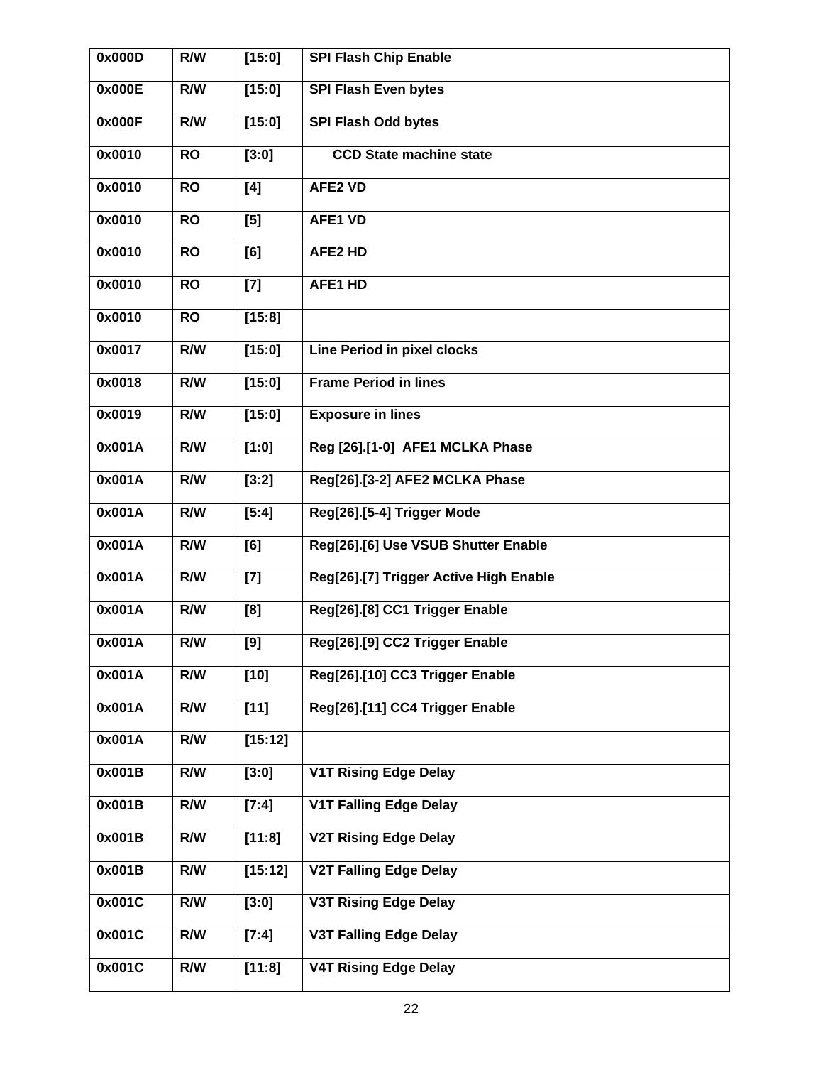| 0x000D | R/W | [15:0] | SPI Flash Chip Enable |
|---|---|---|---|
| 0x000E | R/W | [15:0] | SPI Flash Even bytes |
| 0x000F | R/W | [15:0] | SPI Flash Odd bytes |
| 0x0010 | RO | [3:0] | CCD State machine state |
| 0x0010 | RO | [4] | AFE2 VD |
| 0x0010 | RO | [5] | AFE1 VD |
| 0x0010 | RO | [6] | AFE2 HD |
| 0x0010 | RO | [7] | AFE1 HD |
| 0x0010 | RO | [15:8] | |
| 0x0017 | R/W | [15:0] | Line Period in pixel clocks |
| 0x0018 | R/W | [15:0] | Frame Period in lines |
| 0x0019 | R/W | [15:0] | Exposure in lines |
| 0x001A | R/W | [1:0] | Reg [26].[1-0] AFE1 MCLKA Phase |
| 0x001A | R/W | [3:2] | Reg[26].[3-2] AFE2 MCLKA Phase |
| 0x001A | R/W | [5:4] | Reg[26].[5-4] Trigger Mode |
| 0x001A | R/W | [6] | Reg[26].[6] Use VSUB Shutter Enable |
| 0x001A | R/W | [7] | Reg[26].[7] Trigger Active High Enable |
| 0x001A | R/W | [8] | Reg[26].[8] CC1 Trigger Enable |
| 0x001A | R/W | [9] | Reg[26].[9] CC2 Trigger Enable |
| 0x001A | R/W | [10] | Reg[26].[10] CC3 Trigger Enable |
| 0x001A | R/W | [11] | Reg[26].[11] CC4 Trigger Enable |
| 0x001A | R/W | [15:12] | |
| 0x001B | R/W | [3:0] | V1T Rising Edge Delay |
| 0x001B | R/W | [7:4] | V1T Falling Edge Delay |
| 0x001B | R/W | [11:8] | V2T Rising Edge Delay |
| 0x001B | R/W | [15:12] | V2T Falling Edge Delay |
| 0x001C | R/W | [3:0] | V3T Rising Edge Delay |
| 0x001C | R/W | [7:4] | V3T Falling Edge Delay |
| 0x001C | R/W | [11:8] | V4T Rising Edge Delay |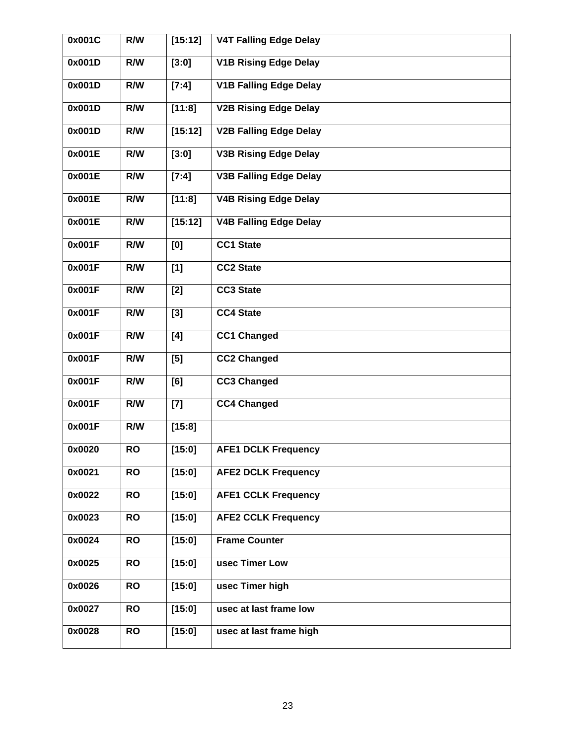| 0x001C | R/W | [15:12] | V4T Falling Edge Delay |
|---|---|---|---|
| 0x001D | R/W | [3:0] | V1B Rising Edge Delay |
| 0x001D | R/W | [7:4] | V1B Falling Edge Delay |
| 0x001D | R/W | [11:8] | V2B Rising Edge Delay |
| 0x001D | R/W | [15:12] | V2B Falling Edge Delay |
| 0x001E | R/W | [3:0] | V3B Rising Edge Delay |
| 0x001E | R/W | [7:4] | V3B Falling Edge Delay |
| 0x001E | R/W | [11:8] | V4B Rising Edge Delay |
| 0x001E | R/W | [15:12] | V4B Falling Edge Delay |
| 0x001F | R/W | [0] | CC1 State |
| 0x001F | R/W | [1] | CC2 State |
| 0x001F | R/W | [2] | CC3 State |
| 0x001F | R/W | [3] | CC4 State |
| 0x001F | R/W | [4] | CC1 Changed |
| 0x001F | R/W | [5] | CC2 Changed |
| 0x001F | R/W | [6] | CC3 Changed |
| 0x001F | R/W | [7] | CC4 Changed |
| 0x001F | R/W | [15:8] | |
| 0x0020 | RO | [15:0] | AFE1 DCLK Frequency |
| 0x0021 | RO | [15:0] | AFE2 DCLK Frequency |
| 0x0022 | RO | [15:0] | AFE1 CCLK Frequency |
| 0x0023 | RO | [15:0] | AFE2 CCLK Frequency |
| 0x0024 | RO | [15:0] | Frame Counter |
| 0x0025 | RO | [15:0] | usec Timer Low |
| 0x0026 | RO | [15:0] | usec Timer high |
| 0x0027 | RO | [15:0] | usec at last frame low |
| 0x0028 | RO | [15:0] | usec at last frame high |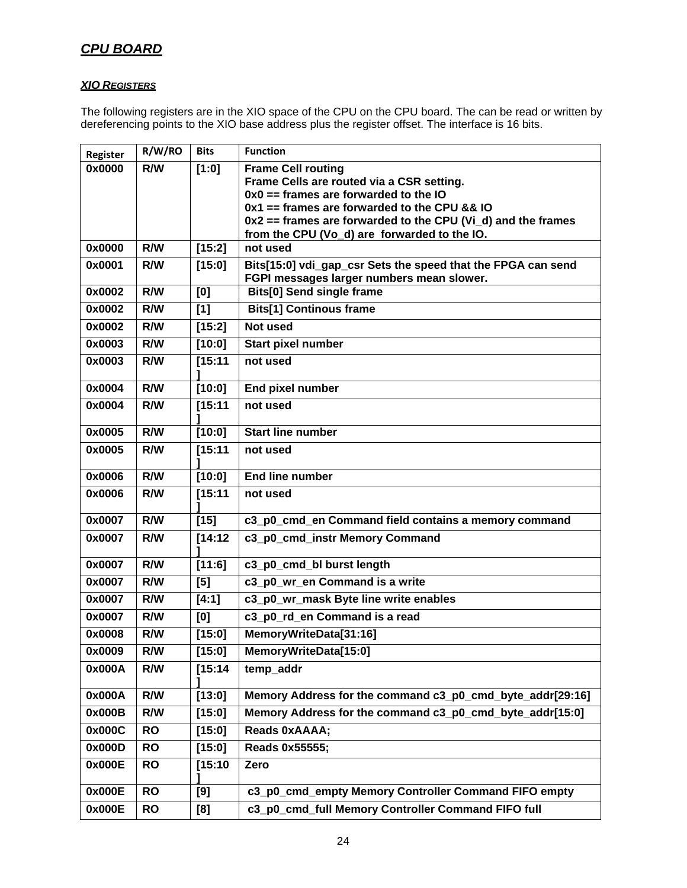## *CPU BOARD*

### *XIO REGISTERS*

The following registers are in the XIO space of the CPU on the CPU board. The can be read or written by dereferencing points to the XIO base address plus the register offset. The interface is 16 bits.

| Register | R/W/RO | Bits | Function |
|---|---|---|---|
| **0x0000** | **R/W** | **[1:0]** | **Frame Cell routing**<br>**Frame Cells are routed via a CSR setting.**<br>**0x0 == frames are forwarded to the IO**<br>**0x1 == frames are forwarded to the CPU && IO**<br>**0x2 == frames are forwarded to the CPU (Vi_d) and the frames from the CPU (Vo_d) are forwarded to the IO.** |
| **0x0000** | **R/W** | **[15:2]** | **not used** |
| **0x0001** | **R/W** | **[15:0]** | **Bits[15:0] vdi_gap_csr Sets the speed that the FPGA can send FGPI messages larger numbers mean slower.** |
| **0x0002** | **R/W** | **[0]** | **Bits[0] Send single frame** |
| **0x0002** | **R/W** | **[1]** | **Bits[1] Continous frame** |
| **0x0002** | **R/W** | **[15:2]** | **Not used** |
| **0x0003** | **R/W** | **[10:0]** | **Start pixel number** |
| **0x0003** | **R/W** | **[15:11]** | **not used** |
| **0x0004** | **R/W** | **[10:0]** | **End pixel number** |
| **0x0004** | **R/W** | **[15:11]** | **not used** |
| **0x0005** | **R/W** | **[10:0]** | **Start line number** |
| **0x0005** | **R/W** | **[15:11]** | **not used** |
| **0x0006** | **R/W** | **[10:0]** | **End line number** |
| **0x0006** | **R/W** | **[15:11]** | **not used** |
| **0x0007** | **R/W** | **[15]** | **c3_p0_cmd_en Command field contains a memory command** |
| **0x0007** | **R/W** | **[14:12]** | **c3_p0_cmd_instr Memory Command** |
| **0x0007** | **R/W** | **[11:6]** | **c3_p0_cmd_bl burst length** |
| **0x0007** | **R/W** | **[5]** | **c3_p0_wr_en Command is a write** |
| **0x0007** | **R/W** | **[4:1]** | **c3_p0_wr_mask Byte line write enables** |
| **0x0007** | **R/W** | **[0]** | **c3_p0_rd_en Command is a read** |
| **0x0008** | **R/W** | **[15:0]** | **MemoryWriteData[31:16]** |
| **0x0009** | **R/W** | **[15:0]** | **MemoryWriteData[15:0]** |
| **0x000A** | **R/W** | **[15:14]** | **temp_addr** |
| **0x000A** | **R/W** | **[13:0]** | **Memory Address for the command c3_p0_cmd_byte_addr[29:16]** |
| **0x000B** | **R/W** | **[15:0]** | **Memory Address for the command c3_p0_cmd_byte_addr[15:0]** |
| **0x000C** | **RO** | **[15:0]** | **Reads 0xAAAA;** |
| **0x000D** | **RO** | **[15:0]** | **Reads 0x55555;** |
| **0x000E** | **RO** | **[15:10]** | **Zero** |
| **0x000E** | **RO** | **[9]** | **c3_p0_cmd_empty Memory Controller Command FIFO empty** |
| **0x000E** | **RO** | **[8]** | **c3_p0_cmd_full Memory Controller Command FIFO full** |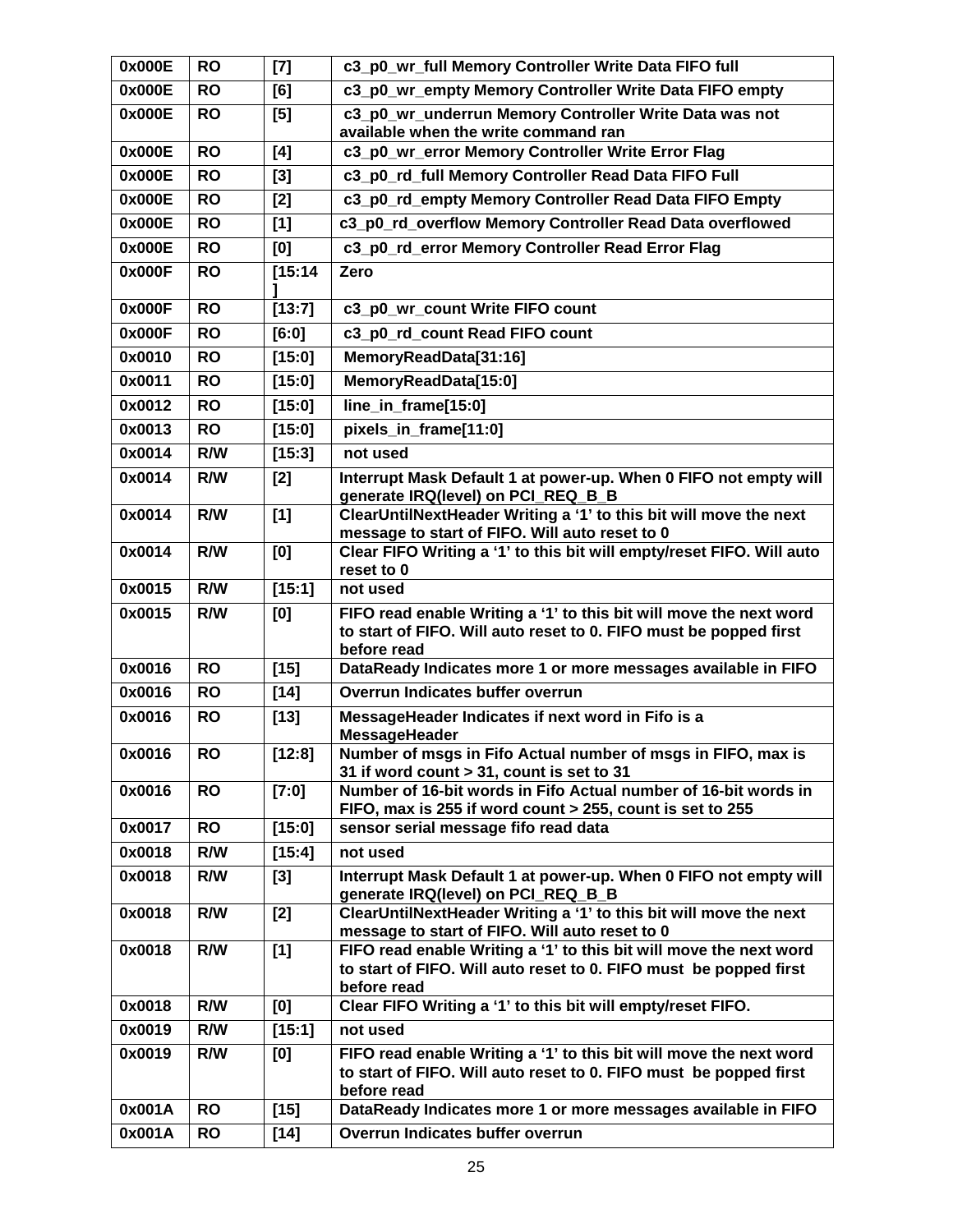| 0x000E | RO | [7] | c3_p0_wr_full Memory Controller Write Data FIFO full |
|---|---|---|---|
| 0x000E | RO | [6] | c3_p0_wr_empty Memory Controller Write Data FIFO empty |
| 0x000E | RO | [5] | c3_p0_wr_underrun Memory Controller Write Data was not available when the write command ran |
| 0x000E | RO | [4] | c3_p0_wr_error Memory Controller Write Error Flag |
| 0x000E | RO | [3] | c3_p0_rd_full Memory Controller Read Data FIFO Full |
| 0x000E | RO | [2] | c3_p0_rd_empty Memory Controller Read Data FIFO Empty |
| 0x000E | RO | [1] | c3_p0_rd_overflow Memory Controller Read Data overflowed |
| 0x000E | RO | [0] | c3_p0_rd_error Memory Controller Read Error Flag |
| 0x000F | RO | [15:14] | Zero |
| 0x000F | RO | [13:7] | c3_p0_wr_count Write FIFO count |
| 0x000F | RO | [6:0] | c3_p0_rd_count Read FIFO count |
| 0x0010 | RO | [15:0] | MemoryReadData[31:16] |
| 0x0011 | RO | [15:0] | MemoryReadData[15:0] |
| 0x0012 | RO | [15:0] | line_in_frame[15:0] |
| 0x0013 | RO | [15:0] | pixels_in_frame[11:0] |
| 0x0014 | R/W | [15:3] | not used |
| 0x0014 | R/W | [2] | Interrupt Mask Default 1 at power-up. When 0 FIFO not empty will generate IRQ(level) on PCI_REQ_B_B |
| 0x0014 | R/W | [1] | ClearUntilNextHeader Writing a '1' to this bit will move the next message to start of FIFO. Will auto reset to 0 |
| 0x0014 | R/W | [0] | Clear FIFO Writing a '1' to this bit will empty/reset FIFO. Will auto reset to 0 |
| 0x0015 | R/W | [15:1] | not used |
| 0x0015 | R/W | [0] | FIFO read enable Writing a '1' to this bit will move the next word to start of FIFO. Will auto reset to 0. FIFO must be popped first before read |
| 0x0016 | RO | [15] | DataReady Indicates more 1 or more messages available in FIFO |
| 0x0016 | RO | [14] | Overrun Indicates buffer overrun |
| 0x0016 | RO | [13] | MessageHeader Indicates if next word in Fifo is a MessageHeader |
| 0x0016 | RO | [12:8] | Number of msgs in Fifo Actual number of msgs in FIFO, max is 31 if word count > 31, count is set to 31 |
| 0x0016 | RO | [7:0] | Number of 16-bit words in Fifo Actual number of 16-bit words in FIFO, max is 255 if word count > 255, count is set to 255 |
| 0x0017 | RO | [15:0] | sensor serial message fifo read data |
| 0x0018 | R/W | [15:4] | not used |
| 0x0018 | R/W | [3] | Interrupt Mask Default 1 at power-up. When 0 FIFO not empty will generate IRQ(level) on PCI_REQ_B_B |
| 0x0018 | R/W | [2] | ClearUntilNextHeader Writing a '1' to this bit will move the next message to start of FIFO. Will auto reset to 0 |
| 0x0018 | R/W | [1] | FIFO read enable Writing a '1' to this bit will move the next word to start of FIFO. Will auto reset to 0. FIFO must be popped first before read |
| 0x0018 | R/W | [0] | Clear FIFO Writing a '1' to this bit will empty/reset FIFO. |
| 0x0019 | R/W | [15:1] | not used |
| 0x0019 | R/W | [0] | FIFO read enable Writing a '1' to this bit will move the next word to start of FIFO. Will auto reset to 0. FIFO must be popped first before read |
| 0x001A | RO | [15] | DataReady Indicates more 1 or more messages available in FIFO |
| 0x001A | RO | [14] | Overrun Indicates buffer overrun |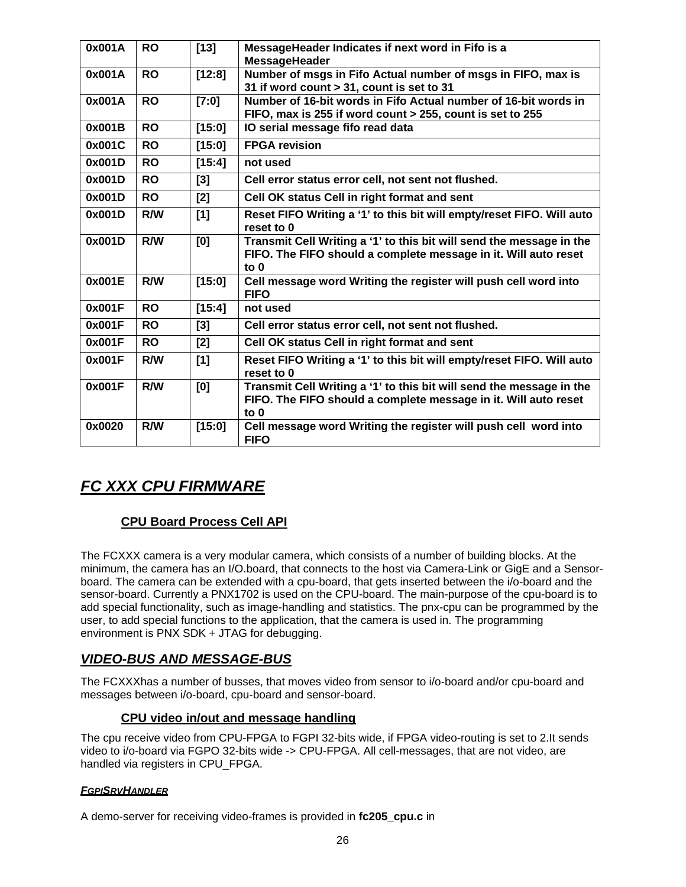| 0x001A | RO | [13] | **MessageHeader Indicates if next word in Fifo is a MessageHeader** |
|---|---|---|---|
| 0x001A | RO | [12:8] | **Number of msgs in Fifo Actual number of msgs in FIFO, max is 31 if word count > 31, count is set to 31** |
| 0x001A | RO | [7:0] | **Number of 16-bit words in Fifo Actual number of 16-bit words in FIFO, max is 255 if word count > 255, count is set to 255** |
| 0x001B | RO | [15:0] | **IO serial message fifo read data** |
| 0x001C | RO | [15:0] | **FPGA revision** |
| 0x001D | RO | [15:4] | **not used** |
| 0x001D | RO | [3] | **Cell error status error cell, not sent not flushed.** |
| 0x001D | RO | [2] | **Cell OK status Cell in right format and sent** |
| 0x001D | R/W | [1] | **Reset FIFO Writing a '1' to this bit will empty/reset FIFO. Will auto reset to 0** |
| 0x001D | R/W | [0] | **Transmit Cell Writing a '1' to this bit will send the message in the FIFO. The FIFO should a complete message in it. Will auto reset to 0** |
| 0x001E | R/W | [15:0] | **Cell message word Writing the register will push cell word into FIFO** |
| 0x001F | RO | [15:4] | **not used** |
| 0x001F | RO | [3] | **Cell error status error cell, not sent not flushed.** |
| 0x001F | RO | [2] | **Cell OK status Cell in right format and sent** |
| 0x001F | R/W | [1] | **Reset FIFO Writing a '1' to this bit will empty/reset FIFO. Will auto reset to 0** |
| 0x001F | R/W | [0] | **Transmit Cell Writing a '1' to this bit will send the message in the FIFO. The FIFO should a complete message in it. Will auto reset to 0** |
| 0x0020 | R/W | [15:0] | **Cell message word Writing the register will push cell word into FIFO** |

# ***FC XXX CPU FIRMWARE***

## CPU Board Process Cell API

The FCXXX camera is a very modular camera, which consists of a number of building blocks. At the minimum, the camera has an I/O.board, that connects to the host via Camera-Link or GigE and a Sensor-board. The camera can be extended with a cpu-board, that gets inserted between the i/o-board and the sensor-board. Currently a PNX1702 is used on the CPU-board. The main-purpose of the cpu-board is to add special functionality, such as image-handling and statistics. The pnx-cpu can be programmed by the user, to add special functions to the application, that the camera is used in. The programming environment is PNX SDK + JTAG for debugging.

# ***VIDEO-BUS AND MESSAGE-BUS***

The FCXXXhas a number of busses, that moves video from sensor to i/o-board and/or cpu-board and messages between i/o-board, cpu-board and sensor-board.

## CPU video in/out and message handling

The cpu receive video from CPU-FPGA to FGPI 32-bits wide, if FPGA video-routing is set to 2.It sends video to i/o-board via FGPO 32-bits wide -> CPU-FPGA. All cell-messages, that are not video, are handled via registers in CPU_FPGA.

#### ***FGPISRVHANDLER***

A demo-server for receiving video-frames is provided in **fc205_cpu.c** in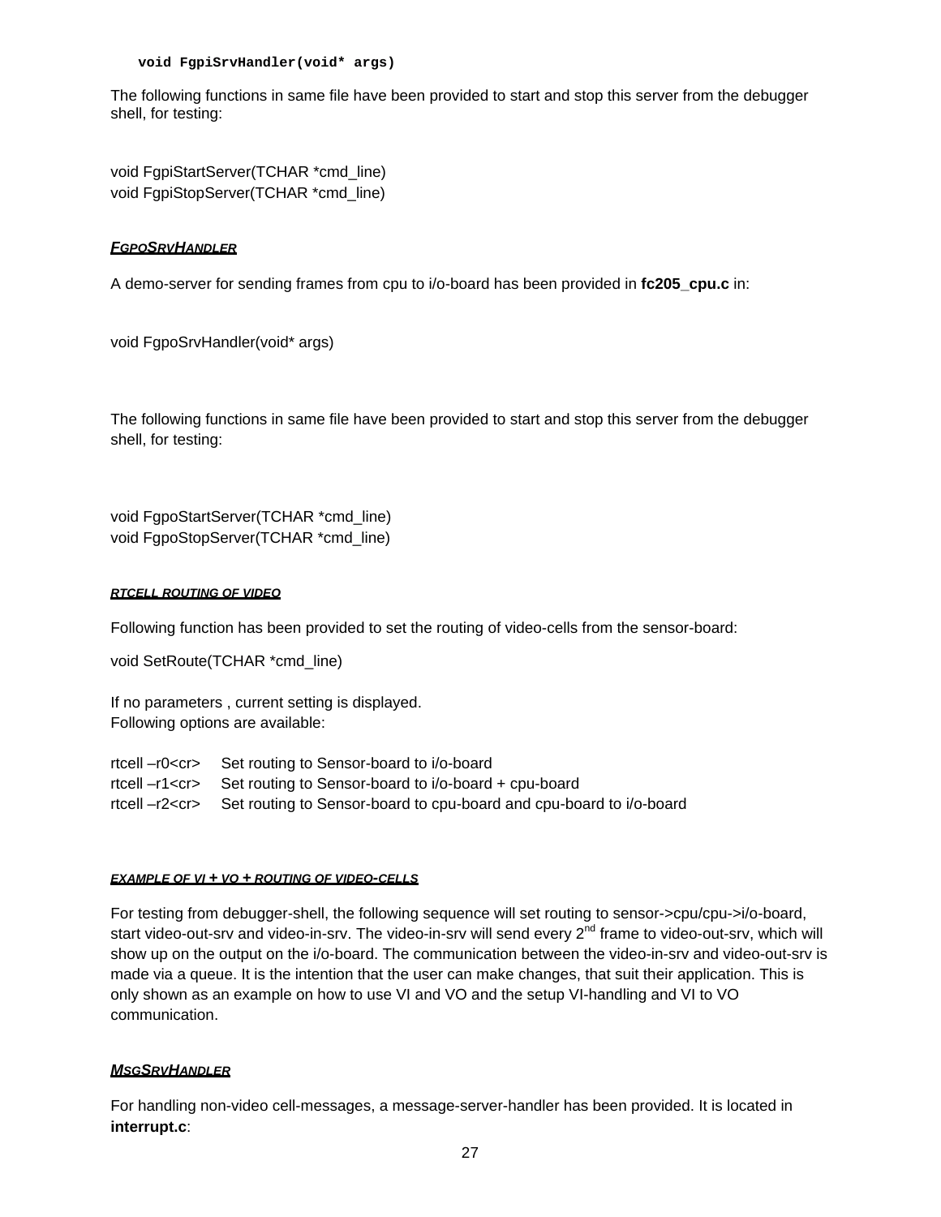```
void FgpiSrvHandler(void* args)
```

The following functions in same file have been provided to start and stop this server from the debugger shell, for testing:

void FgpiStartServer(TCHAR *cmd_line)
void FgpiStopServer(TCHAR *cmd_line)

#### ***FgpoSrvHandler***

A demo-server for sending frames from cpu to i/o-board has been provided in **fc205_cpu.c** in:

void FgpoSrvHandler(void* args)

The following functions in same file have been provided to start and stop this server from the debugger shell, for testing:

void FgpoStartServer(TCHAR *cmd_line)
void FgpoStopServer(TCHAR *cmd_line)

#### ***RTCELL ROUTING OF VIDEO***

Following function has been provided to set the routing of video-cells from the sensor-board:

void SetRoute(TCHAR *cmd_line)

If no parameters , current setting is displayed.
Following options are available:

rtcell –r0<cr>  Set routing to Sensor-board to i/o-board
rtcell –r1<cr>  Set routing to Sensor-board to i/o-board + cpu-board
rtcell –r2<cr>  Set routing to Sensor-board to cpu-board and cpu-board to i/o-board

#### ***EXAMPLE OF VI + VO + ROUTING OF VIDEO-CELLS***

For testing from debugger-shell, the following sequence will set routing to sensor->cpu/cpu->i/o-board, start video-out-srv and video-in-srv. The video-in-srv will send every 2nd frame to video-out-srv, which will show up on the output on the i/o-board. The communication between the video-in-srv and video-out-srv is made via a queue. It is the intention that the user can make changes, that suit their application. This is only shown as an example on how to use VI and VO and the setup VI-handling and VI to VO communication.

#### ***MsgSrvHandler***

For handling non-video cell-messages, a message-server-handler has been provided. It is located in **interrupt.c**: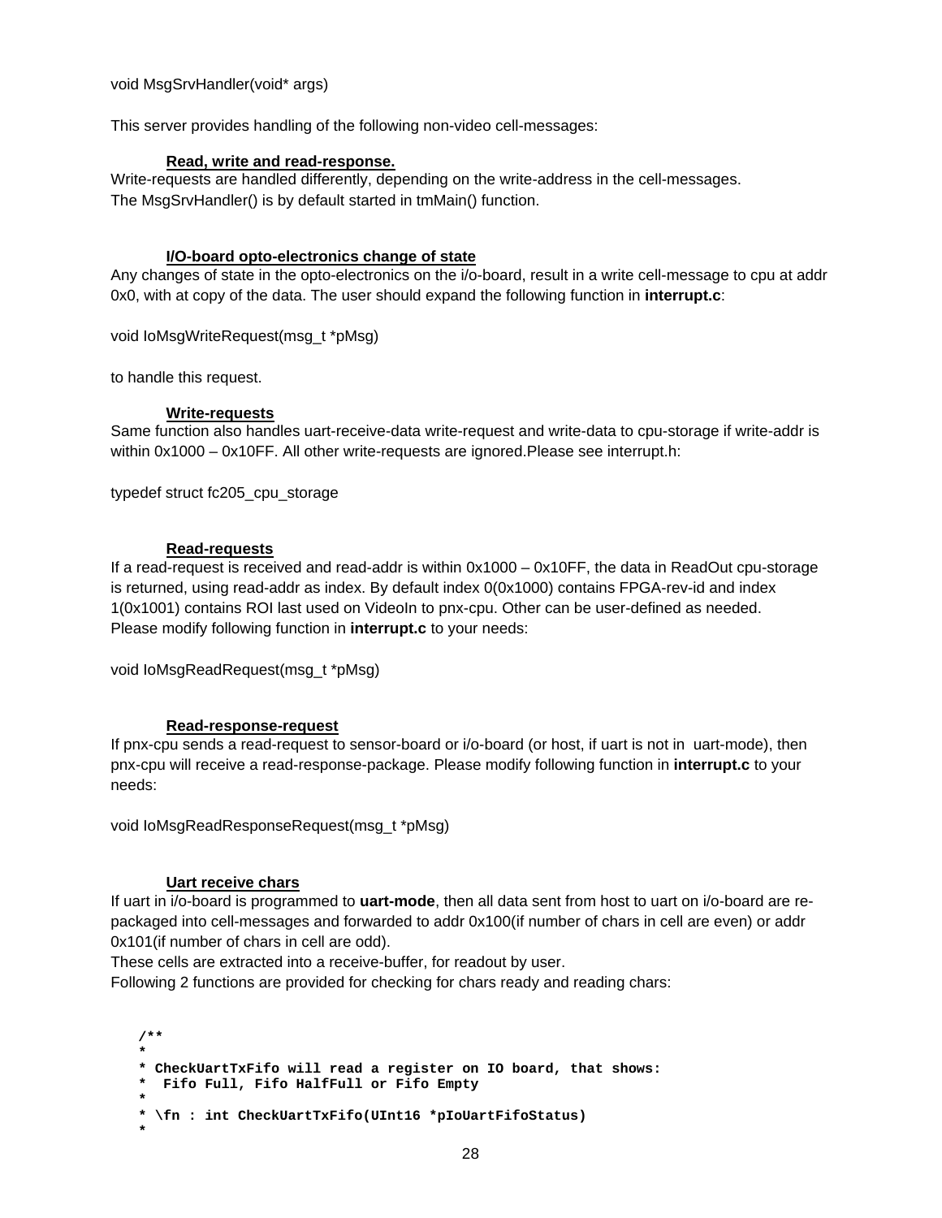void MsgSrvHandler(void* args)

This server provides handling of the following non-video cell-messages:

**Read, write and read-response.**

Write-requests are handled differently, depending on the write-address in the cell-messages.
The MsgSrvHandler() is by default started in tmMain() function.

**I/O-board opto-electronics change of state**

Any changes of state in the opto-electronics on the i/o-board, result in a write cell-message to cpu at addr 0x0, with at copy of the data. The user should expand the following function in **interrupt.c**:

void IoMsgWriteRequest(msg_t *pMsg)

to handle this request.

**Write-requests**

Same function also handles uart-receive-data write-request and write-data to cpu-storage if write-addr is within 0x1000 – 0x10FF. All other write-requests are ignored.Please see interrupt.h:

typedef struct fc205_cpu_storage

**Read-requests**

If a read-request is received and read-addr is within 0x1000 – 0x10FF, the data in ReadOut cpu-storage is returned, using read-addr as index. By default index 0(0x1000) contains FPGA-rev-id and index 1(0x1001) contains ROI last used on VideoIn to pnx-cpu. Other can be user-defined as needed.
Please modify following function in **interrupt.c** to your needs:

void IoMsgReadRequest(msg_t *pMsg)

**Read-response-request**

If pnx-cpu sends a read-request to sensor-board or i/o-board (or host, if uart is not in uart-mode), then pnx-cpu will receive a read-response-package. Please modify following function in **interrupt.c** to your needs:

void IoMsgReadResponseRequest(msg_t *pMsg)

**Uart receive chars**

If uart in i/o-board is programmed to **uart-mode**, then all data sent from host to uart on i/o-board are re-packaged into cell-messages and forwarded to addr 0x100(if number of chars in cell are even) or addr 0x101(if number of chars in cell are odd).
These cells are extracted into a receive-buffer, for readout by user.
Following 2 functions are provided for checking for chars ready and reading chars:

```
/**
*
* CheckUartTxFifo will read a register on IO board, that shows:
*  Fifo Full, Fifo HalfFull or Fifo Empty
*
* \fn : int CheckUartTxFifo(UInt16 *pIoUartFifoStatus)
*
```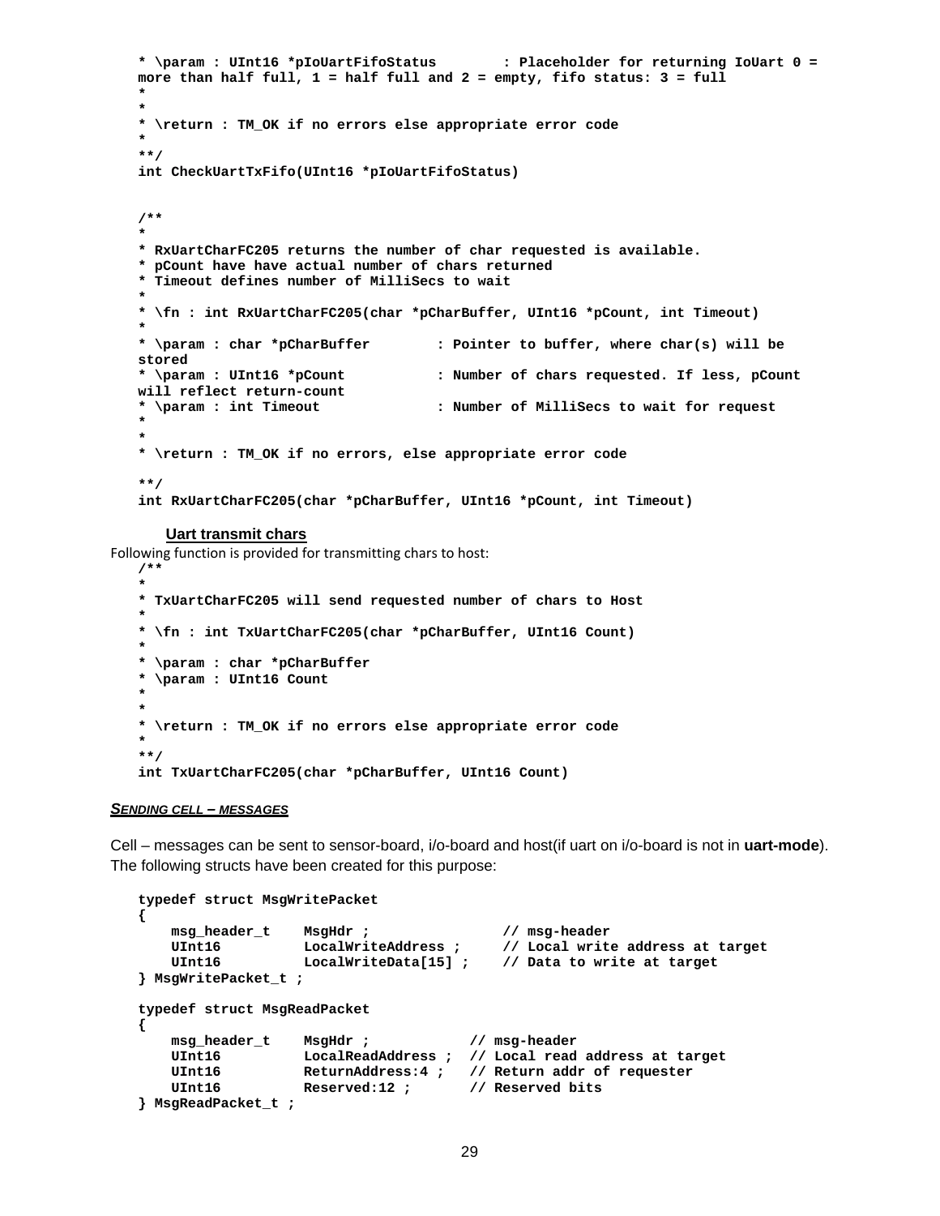```
* \param : UInt16 *pIoUartFifoStatus        : Placeholder for returning IoUart 0 =
more than half full, 1 = half full and 2 = empty, fifo status: 3 = full
*
*
* \return : TM_OK if no errors else appropriate error code
*
**/
int CheckUartTxFifo(UInt16 *pIoUartFifoStatus)


/**
*
* RxUartCharFC205 returns the number of char requested is available.
* pCount have have actual number of chars returned
* Timeout defines number of MilliSecs to wait
*
* \fn : int RxUartCharFC205(char *pCharBuffer, UInt16 *pCount, int Timeout)
*
* \param : char *pCharBuffer        : Pointer to buffer, where char(s) will be
stored
* \param : UInt16 *pCount           : Number of chars requested. If less, pCount
will reflect return-count
* \param : int Timeout              : Number of MilliSecs to wait for request
*
*
* \return : TM_OK if no errors, else appropriate error code

**/
int RxUartCharFC205(char *pCharBuffer, UInt16 *pCount, int Timeout)
```

**Uart transmit chars**

Following function is provided for transmitting chars to host:

```
/**
*
* TxUartCharFC205 will send requested number of chars to Host
*
* \fn : int TxUartCharFC205(char *pCharBuffer, UInt16 Count)
*
* \param : char *pCharBuffer
* \param : UInt16 Count
*
*
* \return : TM_OK if no errors else appropriate error code
*
**/
int TxUartCharFC205(char *pCharBuffer, UInt16 Count)
```

***SENDING CELL – MESSAGES***

Cell – messages can be sent to sensor-board, i/o-board and host(if uart on i/o-board is not in **uart-mode**). The following structs have been created for this purpose:

```
typedef struct MsgWritePacket
{
    msg_header_t    MsgHdr ;                // msg-header
    UInt16          LocalWriteAddress ;     // Local write address at target
    UInt16          LocalWriteData[15] ;    // Data to write at target
} MsgWritePacket_t ;

typedef struct MsgReadPacket
{
    msg_header_t    MsgHdr ;            // msg-header
    UInt16          LocalReadAddress ;  // Local read address at target
    UInt16          ReturnAddress:4 ;   // Return addr of requester
    UInt16          Reserved:12 ;       // Reserved bits
} MsgReadPacket_t ;
```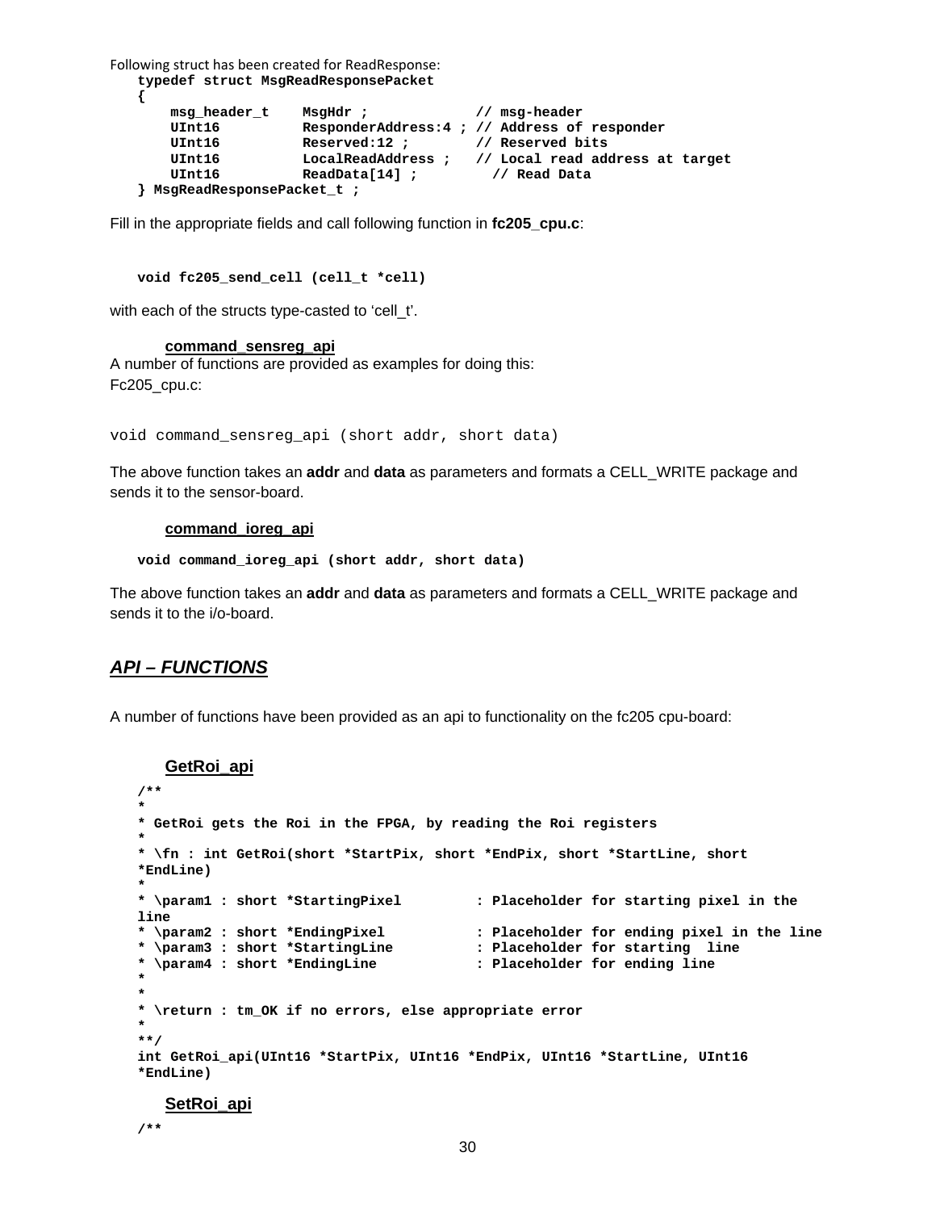Following struct has been created for ReadResponse:

```
typedef struct MsgReadResponsePacket
{
    msg_header_t    MsgHdr ;            // msg-header
    UInt16          ResponderAddress:4 ; // Address of responder
    UInt16          Reserved:12 ;        // Reserved bits
    UInt16          LocalReadAddress ;   // Local read address at target
    UInt16          ReadData[14] ;         // Read Data
} MsgReadResponsePacket_t ;
```

Fill in the appropriate fields and call following function in **fc205_cpu.c**:

```
void fc205_send_cell (cell_t *cell)
```

with each of the structs type-casted to 'cell_t'.

### command_sensreg_api

A number of functions are provided as examples for doing this:
Fc205_cpu.c:

```
void command_sensreg_api (short addr, short data)
```

The above function takes an **addr** and **data** as parameters and formats a CELL_WRITE package and sends it to the sensor-board.

### command_ioreg_api

```
void command_ioreg_api (short addr, short data)
```

The above function takes an **addr** and **data** as parameters and formats a CELL_WRITE package and sends it to the i/o-board.

## *API – FUNCTIONS*

A number of functions have been provided as an api to functionality on the fc205 cpu-board:

### GetRoi_api

```
/**
*
* GetRoi gets the Roi in the FPGA, by reading the Roi registers
*
* \fn : int GetRoi(short *StartPix, short *EndPix, short *StartLine, short
*EndLine)
*
* \param1 : short *StartingPixel         : Placeholder for starting pixel in the
line
* \param2 : short *EndingPixel           : Placeholder for ending pixel in the line
* \param3 : short *StartingLine          : Placeholder for starting  line
* \param4 : short *EndingLine            : Placeholder for ending line
*
*
* \return : tm_OK if no errors, else appropriate error
*
**/
int GetRoi_api(UInt16 *StartPix, UInt16 *EndPix, UInt16 *StartLine, UInt16
*EndLine)
```

### SetRoi_api

```
/**
```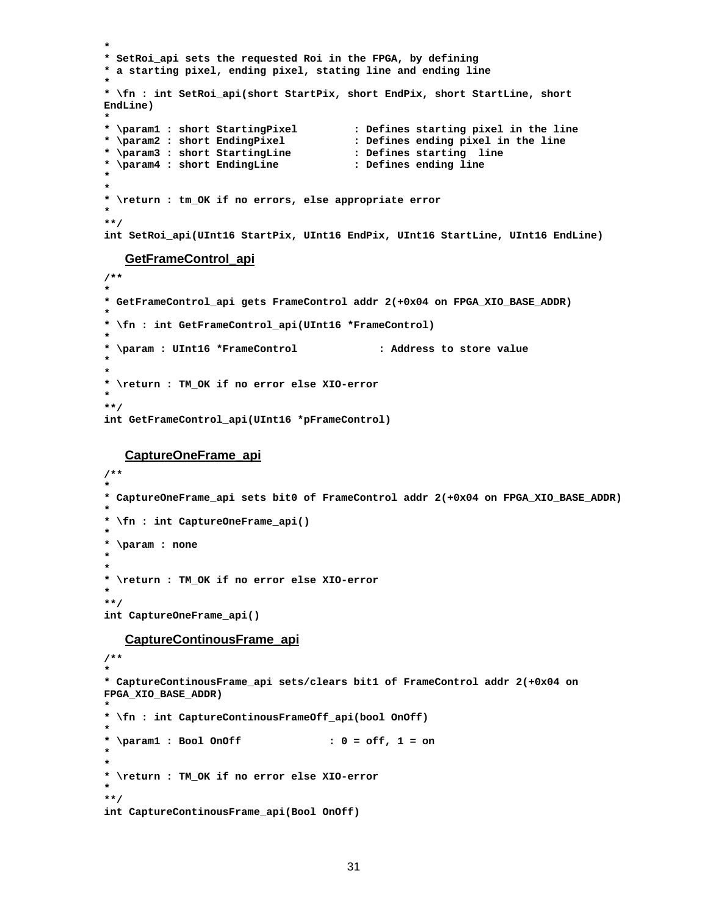```
*
* SetRoi_api sets the requested Roi in the FPGA, by defining
* a starting pixel, ending pixel, stating line and ending line
*
* \fn : int SetRoi_api(short StartPix, short EndPix, short StartLine, short
EndLine)
*
* \param1 : short StartingPixel         : Defines starting pixel in the line
* \param2 : short EndingPixel           : Defines ending pixel in the line
* \param3 : short StartingLine          : Defines starting  line
* \param4 : short EndingLine            : Defines ending line
*
*
* \return : tm_OK if no errors, else appropriate error
*
**/
int SetRoi_api(UInt16 StartPix, UInt16 EndPix, UInt16 StartLine, UInt16 EndLine)
```

### GetFrameControl_api

```
/**
*
* GetFrameControl_api gets FrameControl addr 2(+0x04 on FPGA_XIO_BASE_ADDR)
*
* \fn : int GetFrameControl_api(UInt16 *FrameControl)
*
* \param : UInt16 *FrameControl            : Address to store value
*
*
* \return : TM_OK if no error else XIO-error
*
**/
int GetFrameControl_api(UInt16 *pFrameControl)
```

### CaptureOneFrame_api

```
/**
*
* CaptureOneFrame_api sets bit0 of FrameControl addr 2(+0x04 on FPGA_XIO_BASE_ADDR)
*
* \fn : int CaptureOneFrame_api()
*
* \param : none
*
*
* \return : TM_OK if no error else XIO-error
*
**/
int CaptureOneFrame_api()
```

### CaptureContinousFrame_api

```
/**
*
* CaptureContinousFrame_api sets/clears bit1 of FrameControl addr 2(+0x04 on
FPGA_XIO_BASE_ADDR)
*
* \fn : int CaptureContinousFrameOff_api(bool OnOff)
*
* \param1 : Bool OnOff              : 0 = off, 1 = on
*
*
* \return : TM_OK if no error else XIO-error
*
**/
int CaptureContinousFrame_api(Bool OnOff)
```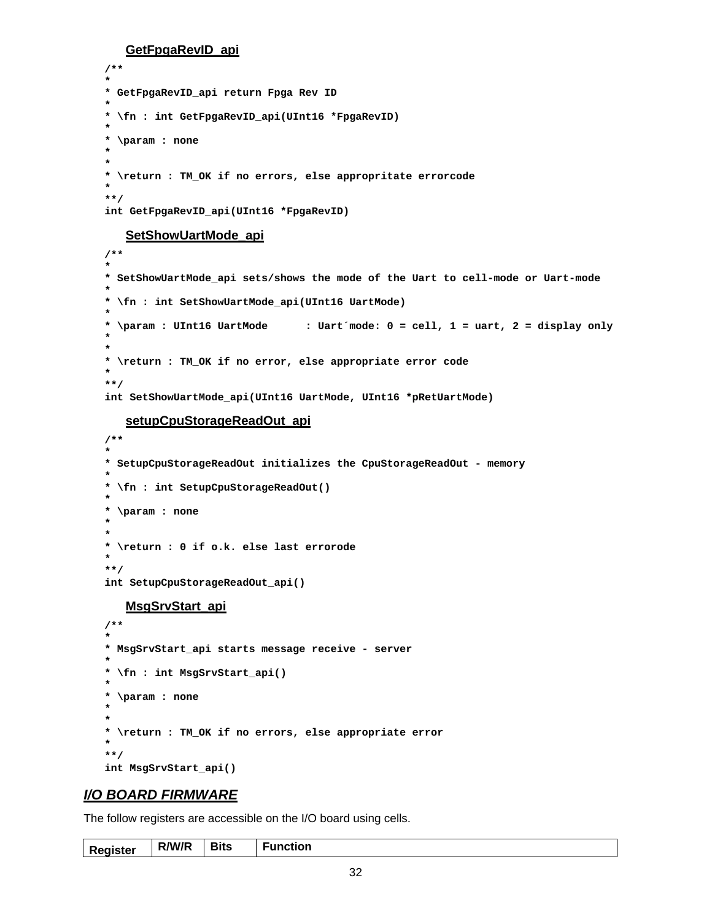#### GetFpgaRevID_api

```
/**
*
* GetFpgaRevID_api return Fpga Rev ID
*
* \fn : int GetFpgaRevID_api(UInt16 *FpgaRevID)
*
* \param : none
*
*
* \return : TM_OK if no errors, else appropritate errorcode
*
**/
int GetFpgaRevID_api(UInt16 *FpgaRevID)
```

#### SetShowUartMode_api

```
/**
*
* SetShowUartMode_api sets/shows the mode of the Uart to cell-mode or Uart-mode
*
* \fn : int SetShowUartMode_api(UInt16 UartMode)
*
* \param : UInt16 UartMode      : Uart´mode: 0 = cell, 1 = uart, 2 = display only
*
*
* \return : TM_OK if no error, else appropriate error code
*
**/
int SetShowUartMode_api(UInt16 UartMode, UInt16 *pRetUartMode)
```

#### setupCpuStorageReadOut_api

```
/**
*
* SetupCpuStorageReadOut initializes the CpuStorageReadOut - memory
*
* \fn : int SetupCpuStorageReadOut()
*
* \param : none
*
*
* \return : 0 if o.k. else last errorode
*
**/
int SetupCpuStorageReadOut_api()
```

#### MsgSrvStart_api

```
/**
*
* MsgSrvStart_api starts message receive - server
*
* \fn : int MsgSrvStart_api()
*
* \param : none
*
*
* \return : TM_OK if no errors, else appropriate error
*
**/
int MsgSrvStart_api()
```

## *I/O BOARD FIRMWARE*

The follow registers are accessible on the I/O board using cells.

| Register | R/W/R | Bits | Function |
|---|---|---|---|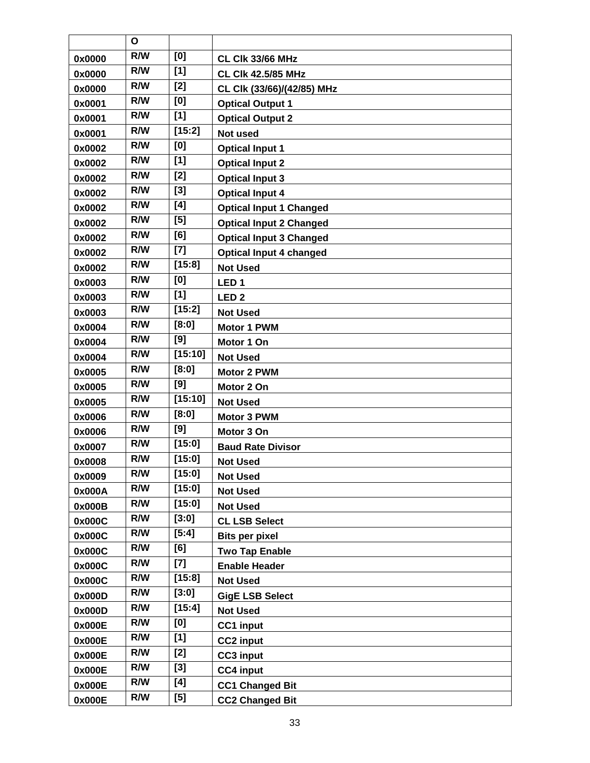|  | O |  |  |
|---|---|---|---|
| 0x0000 | R/W | [0] | CL Clk 33/66 MHz |
| 0x0000 | R/W | [1] | CL Clk 42.5/85 MHz |
| 0x0000 | R/W | [2] | CL Clk (33/66)/(42/85) MHz |
| 0x0001 | R/W | [0] | Optical Output 1 |
| 0x0001 | R/W | [1] | Optical Output 2 |
| 0x0001 | R/W | [15:2] | Not used |
| 0x0002 | R/W | [0] | Optical Input 1 |
| 0x0002 | R/W | [1] | Optical Input 2 |
| 0x0002 | R/W | [2] | Optical Input 3 |
| 0x0002 | R/W | [3] | Optical Input 4 |
| 0x0002 | R/W | [4] | Optical Input 1 Changed |
| 0x0002 | R/W | [5] | Optical Input 2 Changed |
| 0x0002 | R/W | [6] | Optical Input 3 Changed |
| 0x0002 | R/W | [7] | Optical Input 4 changed |
| 0x0002 | R/W | [15:8] | Not Used |
| 0x0003 | R/W | [0] | LED 1 |
| 0x0003 | R/W | [1] | LED 2 |
| 0x0003 | R/W | [15:2] | Not Used |
| 0x0004 | R/W | [8:0] | Motor 1 PWM |
| 0x0004 | R/W | [9] | Motor 1 On |
| 0x0004 | R/W | [15:10] | Not Used |
| 0x0005 | R/W | [8:0] | Motor 2 PWM |
| 0x0005 | R/W | [9] | Motor 2 On |
| 0x0005 | R/W | [15:10] | Not Used |
| 0x0006 | R/W | [8:0] | Motor 3 PWM |
| 0x0006 | R/W | [9] | Motor 3 On |
| 0x0007 | R/W | [15:0] | Baud Rate Divisor |
| 0x0008 | R/W | [15:0] | Not Used |
| 0x0009 | R/W | [15:0] | Not Used |
| 0x000A | R/W | [15:0] | Not Used |
| 0x000B | R/W | [15:0] | Not Used |
| 0x000C | R/W | [3:0] | CL LSB Select |
| 0x000C | R/W | [5:4] | Bits per pixel |
| 0x000C | R/W | [6] | Two Tap Enable |
| 0x000C | R/W | [7] | Enable Header |
| 0x000C | R/W | [15:8] | Not Used |
| 0x000D | R/W | [3:0] | GigE LSB Select |
| 0x000D | R/W | [15:4] | Not Used |
| 0x000E | R/W | [0] | CC1 input |
| 0x000E | R/W | [1] | CC2 input |
| 0x000E | R/W | [2] | CC3 input |
| 0x000E | R/W | [3] | CC4 input |
| 0x000E | R/W | [4] | CC1 Changed Bit |
| 0x000E | R/W | [5] | CC2 Changed Bit |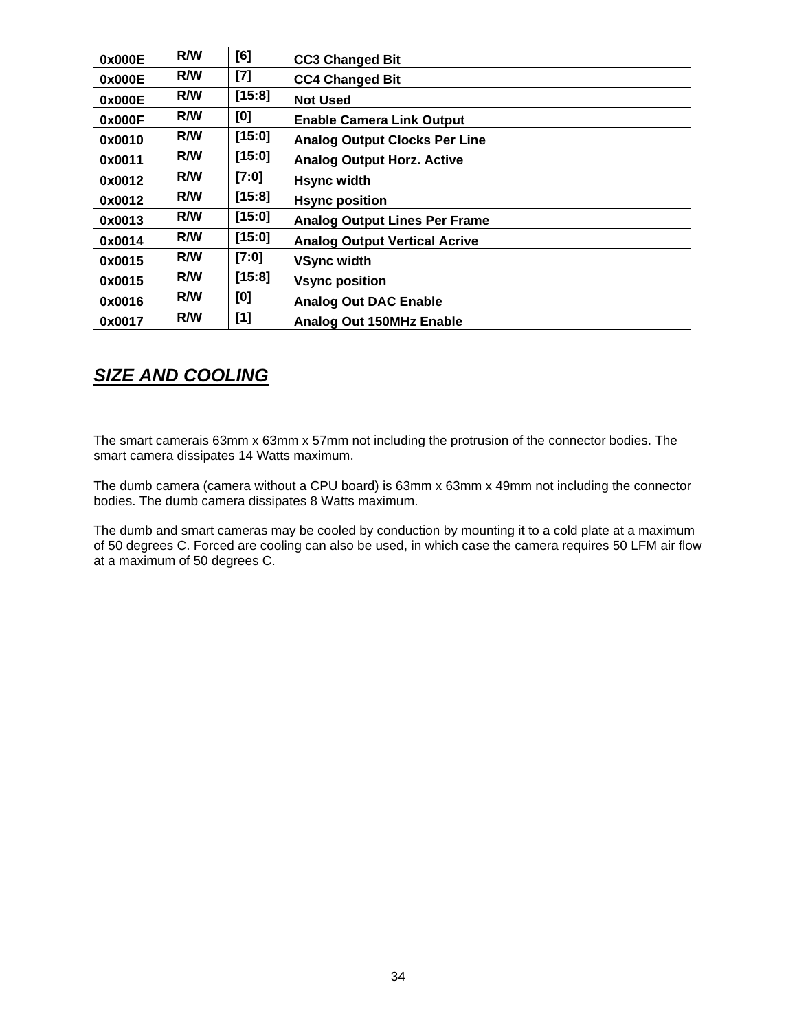| 0x000E | R/W | [6] | CC3 Changed Bit |
|---|---|---|---|
| 0x000E | R/W | [7] | CC4 Changed Bit |
| 0x000E | R/W | [15:8] | Not Used |
| 0x000F | R/W | [0] | Enable Camera Link Output |
| 0x0010 | R/W | [15:0] | Analog Output Clocks Per Line |
| 0x0011 | R/W | [15:0] | Analog Output Horz. Active |
| 0x0012 | R/W | [7:0] | Hsync width |
| 0x0012 | R/W | [15:8] | Hsync position |
| 0x0013 | R/W | [15:0] | Analog Output Lines Per Frame |
| 0x0014 | R/W | [15:0] | Analog Output Vertical Acrive |
| 0x0015 | R/W | [7:0] | VSync width |
| 0x0015 | R/W | [15:8] | Vsync position |
| 0x0016 | R/W | [0] | Analog Out DAC Enable |
| 0x0017 | R/W | [1] | Analog Out 150MHz Enable |

## ***SIZE AND COOLING***

The smart camerais 63mm x 63mm x 57mm not including the protrusion of the connector bodies. The smart camera dissipates 14 Watts maximum.

The dumb camera (camera without a CPU board) is 63mm x 63mm x 49mm not including the connector bodies. The dumb camera dissipates 8 Watts maximum.

The dumb and smart cameras may be cooled by conduction by mounting it to a cold plate at a maximum of 50 degrees C. Forced are cooling can also be used, in which case the camera requires 50 LFM air flow at a maximum of 50 degrees C.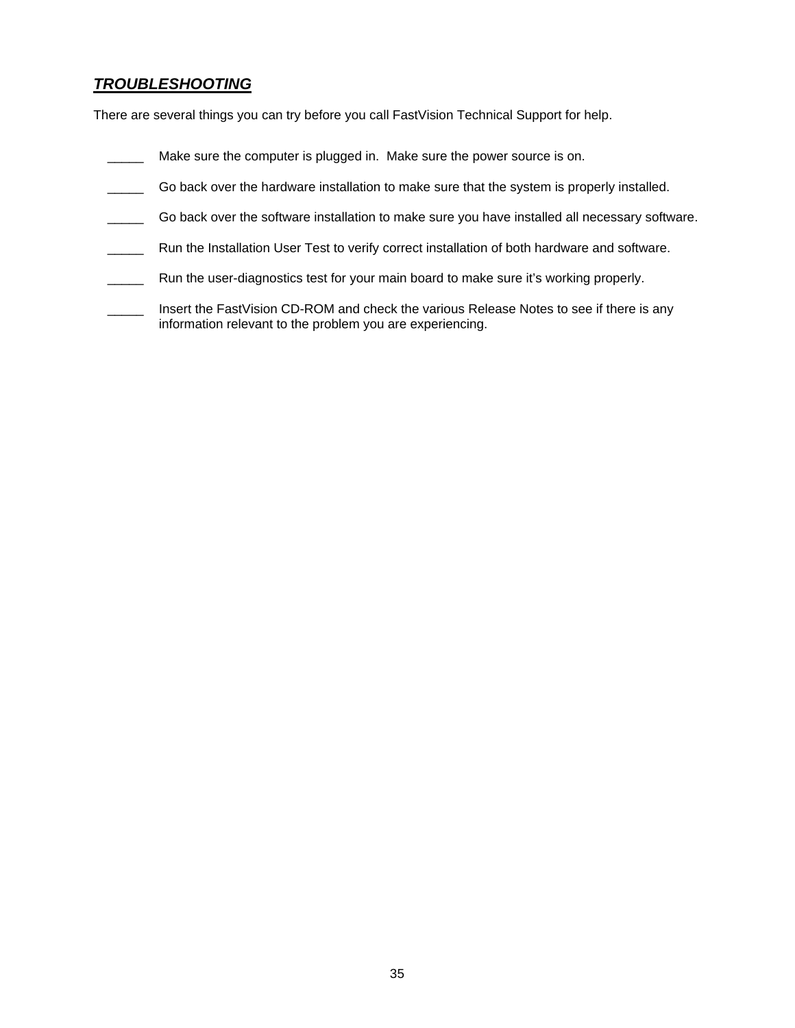## ***TROUBLESHOOTING***

There are several things you can try before you call FastVision Technical Support for help.

_____ Make sure the computer is plugged in. Make sure the power source is on.

_____ Go back over the hardware installation to make sure that the system is properly installed.

_____ Go back over the software installation to make sure you have installed all necessary software.

_____ Run the Installation User Test to verify correct installation of both hardware and software.

_____ Run the user-diagnostics test for your main board to make sure it's working properly.

_____ Insert the FastVision CD-ROM and check the various Release Notes to see if there is any information relevant to the problem you are experiencing.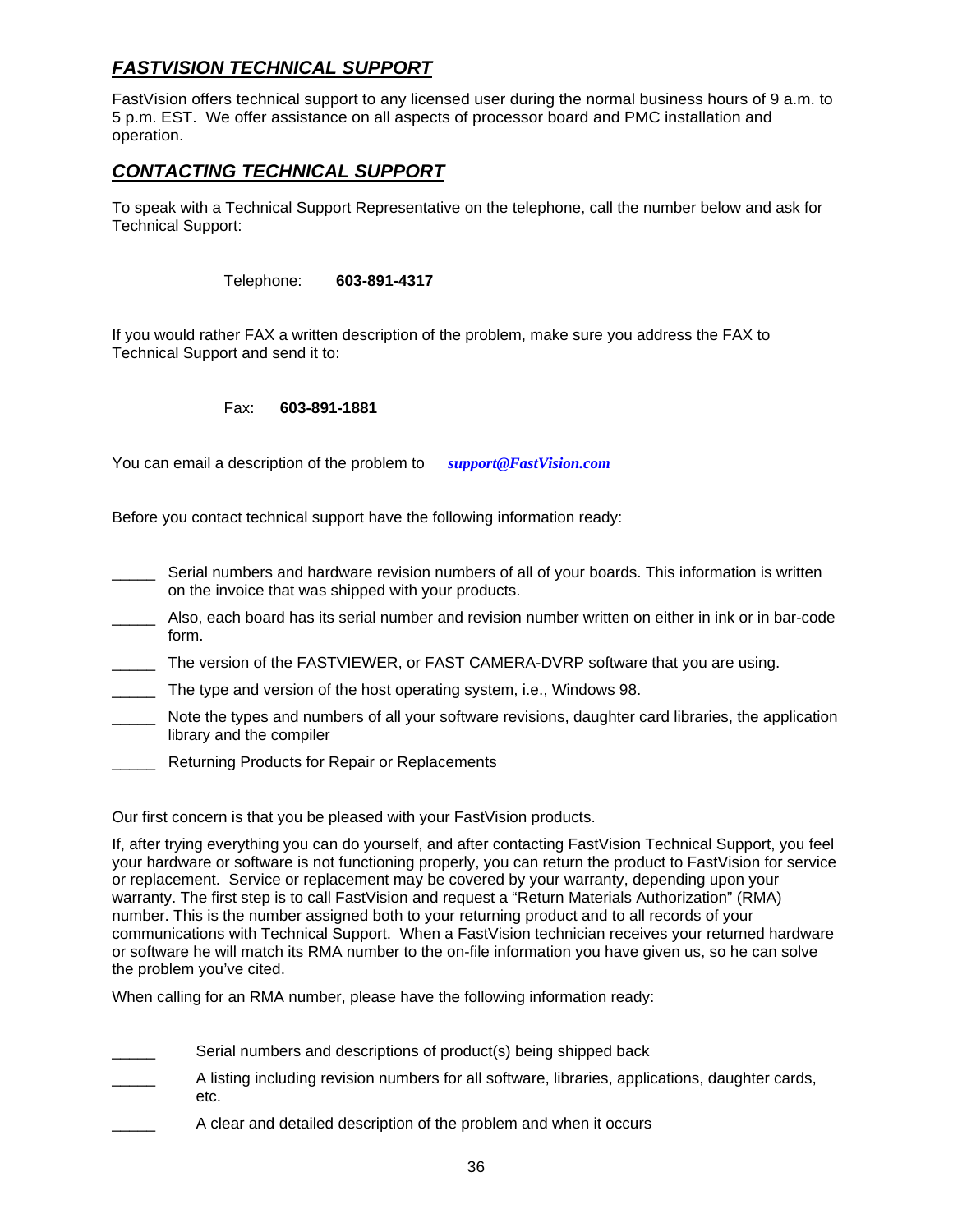## ***FASTVISION TECHNICAL SUPPORT***

FastVision offers technical support to any licensed user during the normal business hours of 9 a.m. to 5 p.m. EST. We offer assistance on all aspects of processor board and PMC installation and operation.

## ***CONTACTING TECHNICAL SUPPORT***

To speak with a Technical Support Representative on the telephone, call the number below and ask for Technical Support:

Telephone: **603-891-4317**

If you would rather FAX a written description of the problem, make sure you address the FAX to Technical Support and send it to:

Fax: **603-891-1881**

You can email a description of the problem to ***support@FastVision.com***

Before you contact technical support have the following information ready:

_____ Serial numbers and hardware revision numbers of all of your boards. This information is written on the invoice that was shipped with your products.

_____ Also, each board has its serial number and revision number written on either in ink or in bar-code form.

_____ The version of the FASTVIEWER, or FAST CAMERA-DVRP software that you are using.

_____ The type and version of the host operating system, i.e., Windows 98.

_____ Note the types and numbers of all your software revisions, daughter card libraries, the application library and the compiler

_____ Returning Products for Repair or Replacements

Our first concern is that you be pleased with your FastVision products.

If, after trying everything you can do yourself, and after contacting FastVision Technical Support, you feel your hardware or software is not functioning properly, you can return the product to FastVision for service or replacement. Service or replacement may be covered by your warranty, depending upon your warranty. The first step is to call FastVision and request a "Return Materials Authorization" (RMA) number. This is the number assigned both to your returning product and to all records of your communications with Technical Support. When a FastVision technician receives your returned hardware or software he will match its RMA number to the on-file information you have given us, so he can solve the problem you've cited.

When calling for an RMA number, please have the following information ready:

_____ Serial numbers and descriptions of product(s) being shipped back

_____ A listing including revision numbers for all software, libraries, applications, daughter cards, etc.

_____ A clear and detailed description of the problem and when it occurs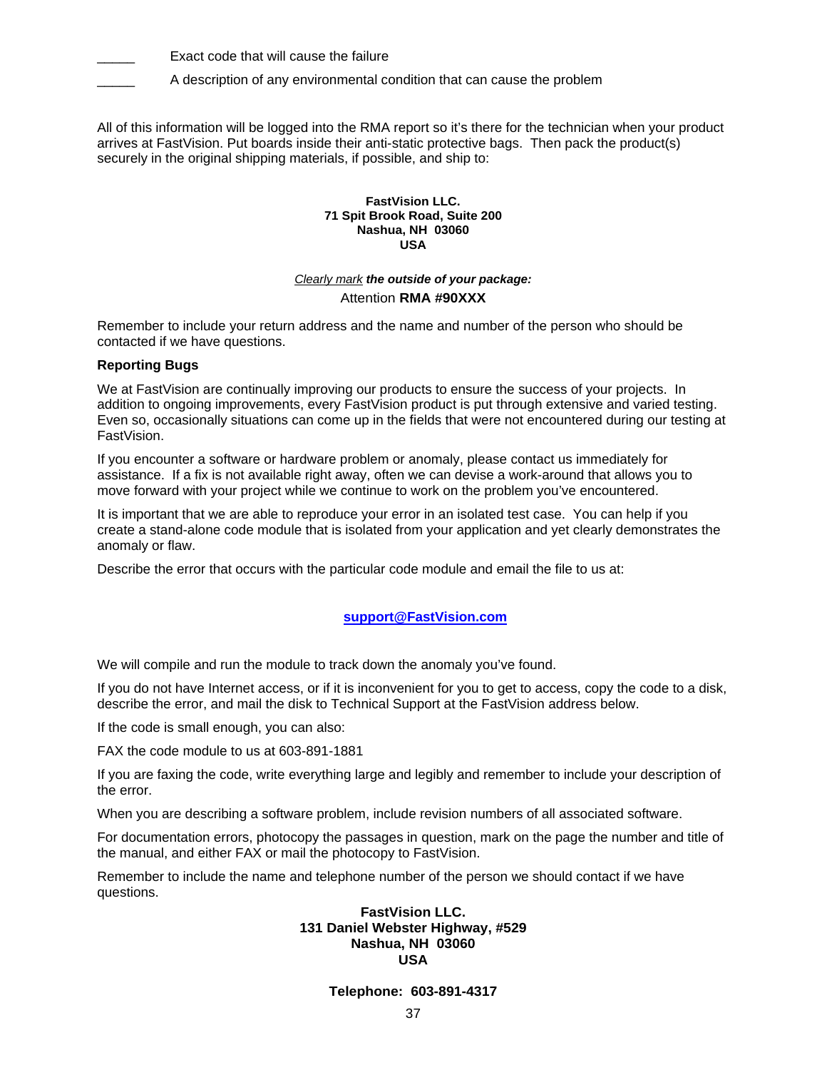_____ Exact code that will cause the failure

_____ A description of any environmental condition that can cause the problem

All of this information will be logged into the RMA report so it's there for the technician when your product arrives at FastVision. Put boards inside their anti-static protective bags. Then pack the product(s) securely in the original shipping materials, if possible, and ship to:

**FastVision LLC.**
**71 Spit Brook Road, Suite 200**
**Nashua, NH 03060**
**USA**

*Clearly mark* ***the outside of your package:***
Attention **RMA #90XXX**

Remember to include your return address and the name and number of the person who should be contacted if we have questions.

**Reporting Bugs**

We at FastVision are continually improving our products to ensure the success of your projects. In addition to ongoing improvements, every FastVision product is put through extensive and varied testing. Even so, occasionally situations can come up in the fields that were not encountered during our testing at FastVision.

If you encounter a software or hardware problem or anomaly, please contact us immediately for assistance. If a fix is not available right away, often we can devise a work-around that allows you to move forward with your project while we continue to work on the problem you've encountered.

It is important that we are able to reproduce your error in an isolated test case. You can help if you create a stand-alone code module that is isolated from your application and yet clearly demonstrates the anomaly or flaw.

Describe the error that occurs with the particular code module and email the file to us at:

**support@FastVision.com**

We will compile and run the module to track down the anomaly you've found.

If you do not have Internet access, or if it is inconvenient for you to get to access, copy the code to a disk, describe the error, and mail the disk to Technical Support at the FastVision address below.

If the code is small enough, you can also:

FAX the code module to us at 603-891-1881

If you are faxing the code, write everything large and legibly and remember to include your description of the error.

When you are describing a software problem, include revision numbers of all associated software.

For documentation errors, photocopy the passages in question, mark on the page the number and title of the manual, and either FAX or mail the photocopy to FastVision.

Remember to include the name and telephone number of the person we should contact if we have questions.

**FastVision LLC.**
**131 Daniel Webster Highway, #529**
**Nashua, NH 03060**
**USA**

**Telephone: 603-891-4317**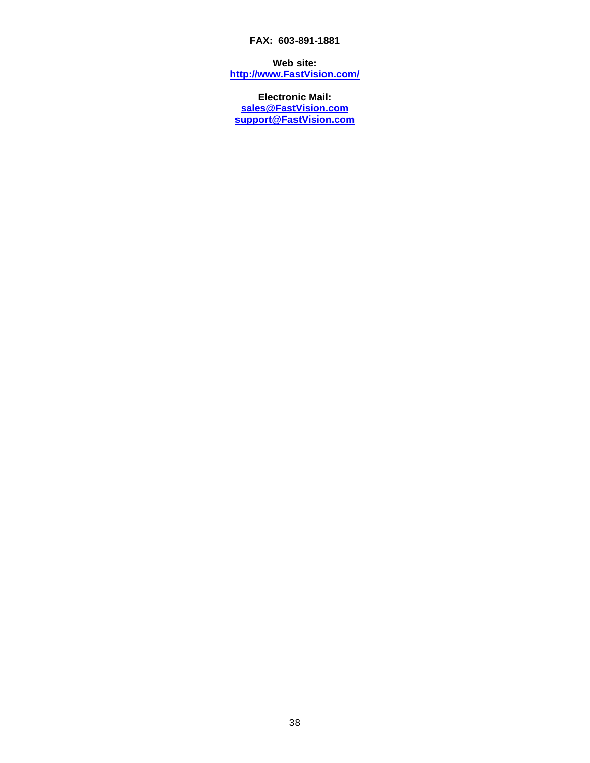**FAX: 603-891-1881**

**Web site:**
**http://www.FastVision.com/**

**Electronic Mail:**
**sales@FastVision.com**
**support@FastVision.com**